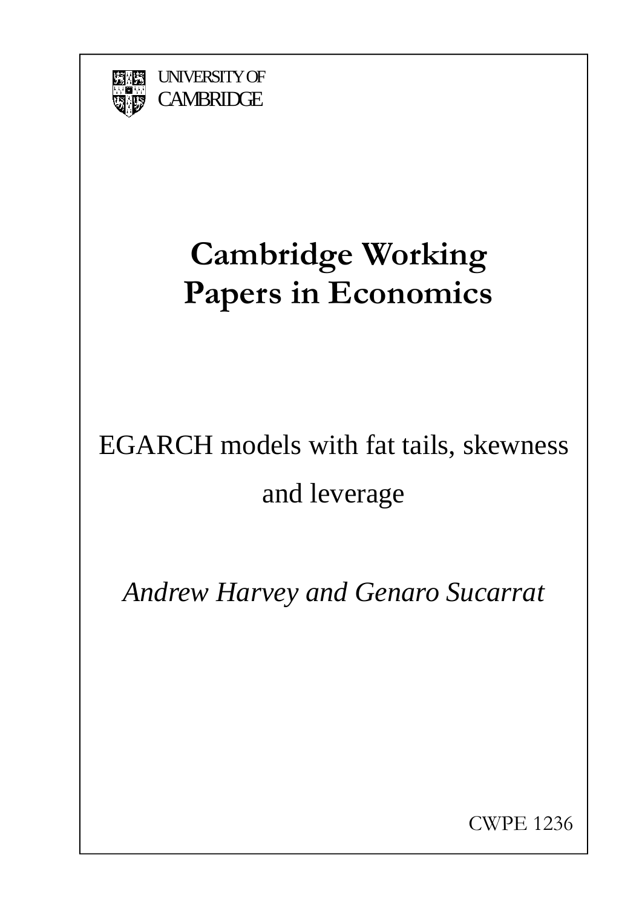UNIVERSITY OF CAMBRIDGE

# Cambridge Working Papers in Economics

## EGARCH models with fat tails, skewness and leverage

*Andrew Harvey and Genaro Sucarrat*

CWPE 1236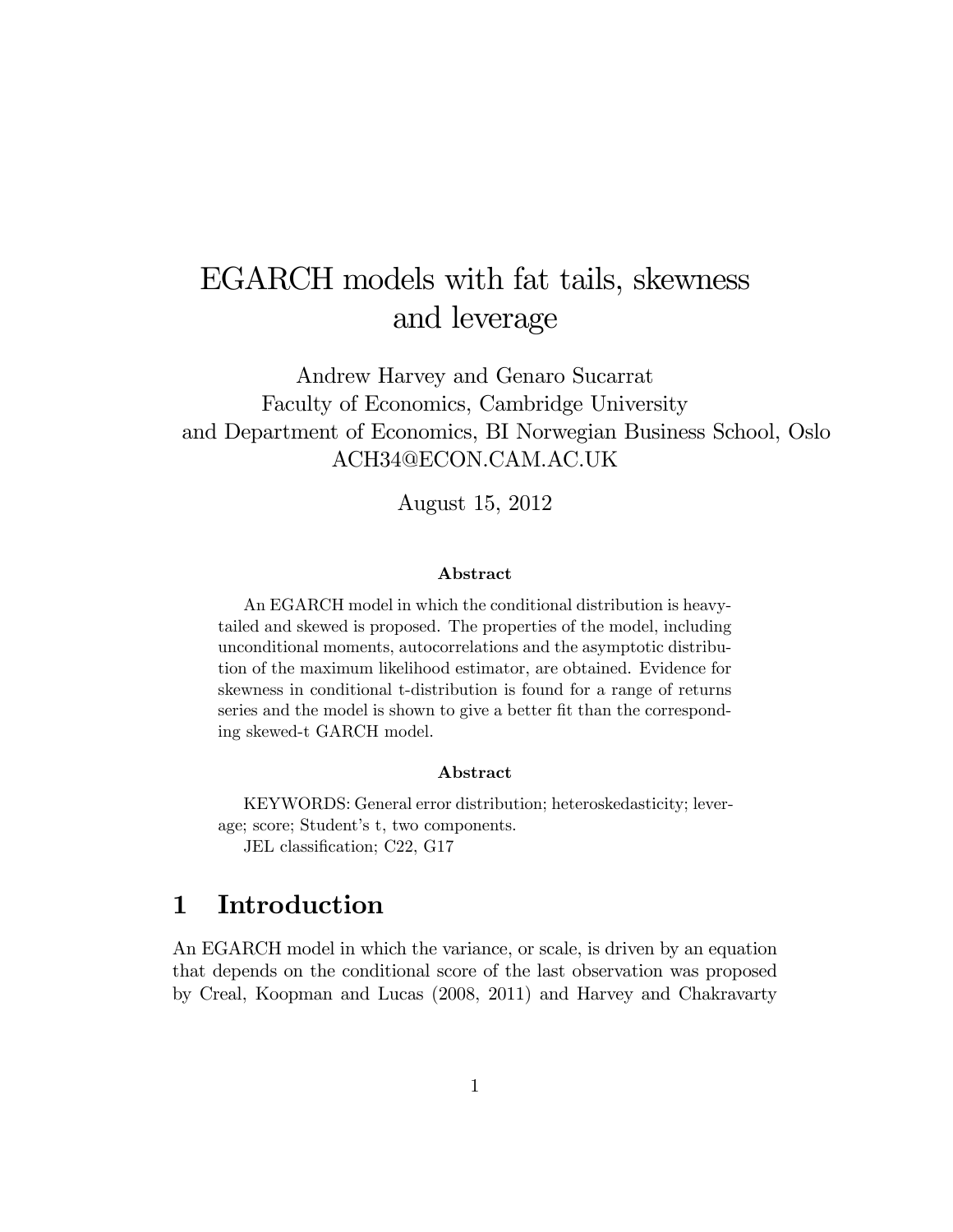# EGARCH models with fat tails, skewness and leverage

Andrew Harvey and Genaro Sucarrat
Faculty of Economics, Cambridge University
and Department of Economics, BI Norwegian Business School, Oslo
ACH34@ECON.CAM.AC.UK

August 15, 2012

### Abstract

An EGARCH model in which the conditional distribution is heavy-tailed and skewed is proposed. The properties of the model, including unconditional moments, autocorrelations and the asymptotic distribution of the maximum likelihood estimator, are obtained. Evidence for skewness in conditional t-distribution is found for a range of returns series and the model is shown to give a better fit than the corresponding skewed-t GARCH model.

### Abstract

KEYWORDS: General error distribution; heteroskedasticity; leverage; score; Student's t, two components.
JEL classification; C22, G17

## 1 Introduction

An EGARCH model in which the variance, or scale, is driven by an equation that depends on the conditional score of the last observation was proposed by Creal, Koopman and Lucas (2008, 2011) and Harvey and Chakravarty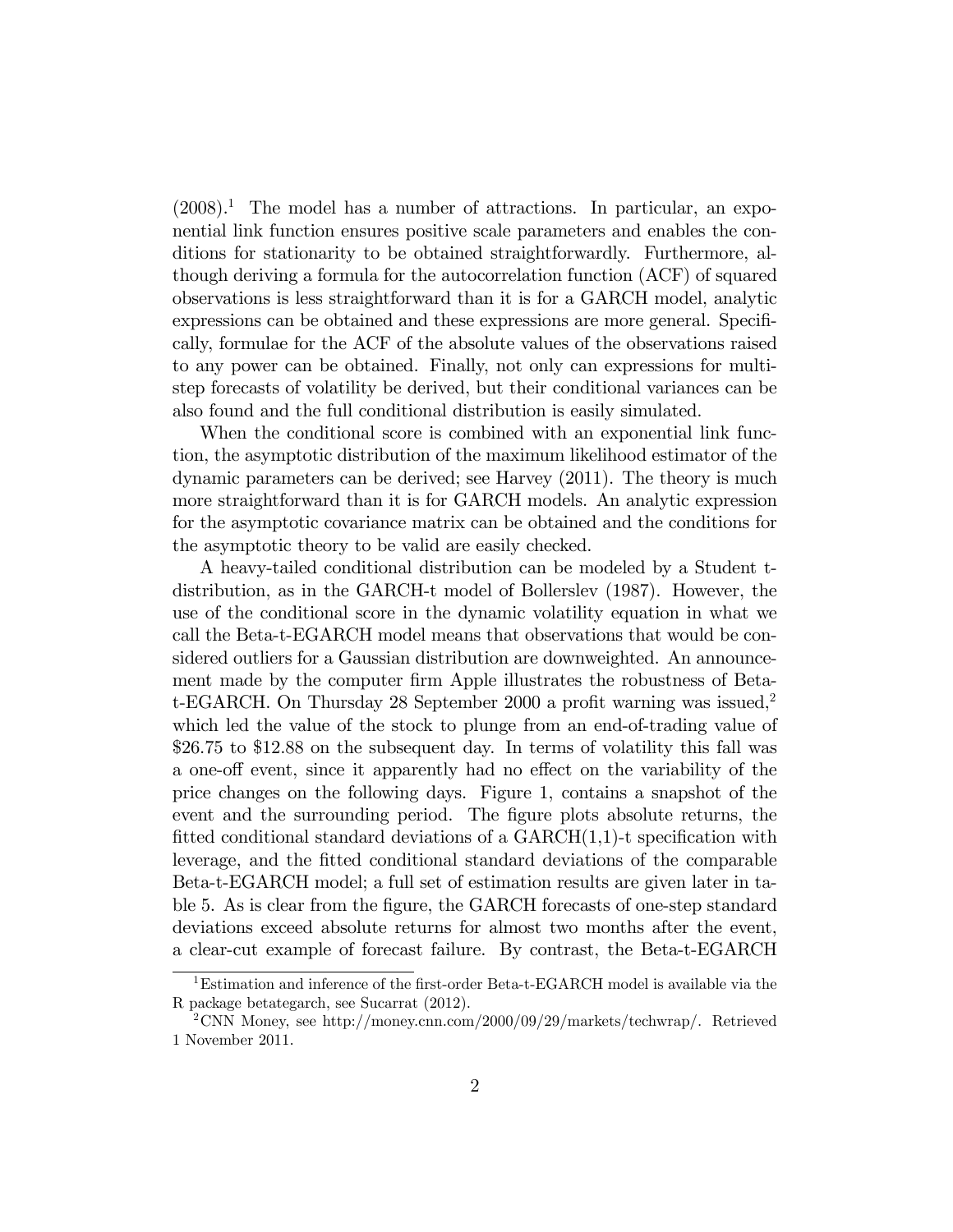(2008).[1] The model has a number of attractions. In particular, an exponential link function ensures positive scale parameters and enables the conditions for stationarity to be obtained straightforwardly. Furthermore, although deriving a formula for the autocorrelation function (ACF) of squared observations is less straightforward than it is for a GARCH model, analytic expressions can be obtained and these expressions are more general. Specifically, formulae for the ACF of the absolute values of the observations raised to any power can be obtained. Finally, not only can expressions for multi-step forecasts of volatility be derived, but their conditional variances can be also found and the full conditional distribution is easily simulated.

When the conditional score is combined with an exponential link function, the asymptotic distribution of the maximum likelihood estimator of the dynamic parameters can be derived; see Harvey (2011). The theory is much more straightforward than it is for GARCH models. An analytic expression for the asymptotic covariance matrix can be obtained and the conditions for the asymptotic theory to be valid are easily checked.

A heavy-tailed conditional distribution can be modeled by a Student t-distribution, as in the GARCH-t model of Bollerslev (1987). However, the use of the conditional score in the dynamic volatility equation in what we call the Beta-t-EGARCH model means that observations that would be considered outliers for a Gaussian distribution are downweighted. An announcement made by the computer firm Apple illustrates the robustness of Beta-t-EGARCH. On Thursday 28 September 2000 a profit warning was issued,[2] which led the value of the stock to plunge from an end-of-trading value of \$26.75 to \$12.88 on the subsequent day. In terms of volatility this fall was a one-off event, since it apparently had no effect on the variability of the price changes on the following days. Figure 1, contains a snapshot of the event and the surrounding period. The figure plots absolute returns, the fitted conditional standard deviations of a GARCH(1,1)-t specification with leverage, and the fitted conditional standard deviations of the comparable Beta-t-EGARCH model; a full set of estimation results are given later in table 5. As is clear from the figure, the GARCH forecasts of one-step standard deviations exceed absolute returns for almost two months after the event, a clear-cut example of forecast failure. By contrast, the Beta-t-EGARCH

[1] Estimation and inference of the first-order Beta-t-EGARCH model is available via the R package betategarch, see Sucarrat (2012).

[2] CNN Money, see http://money.cnn.com/2000/09/29/markets/techwrap/. Retrieved 1 November 2011.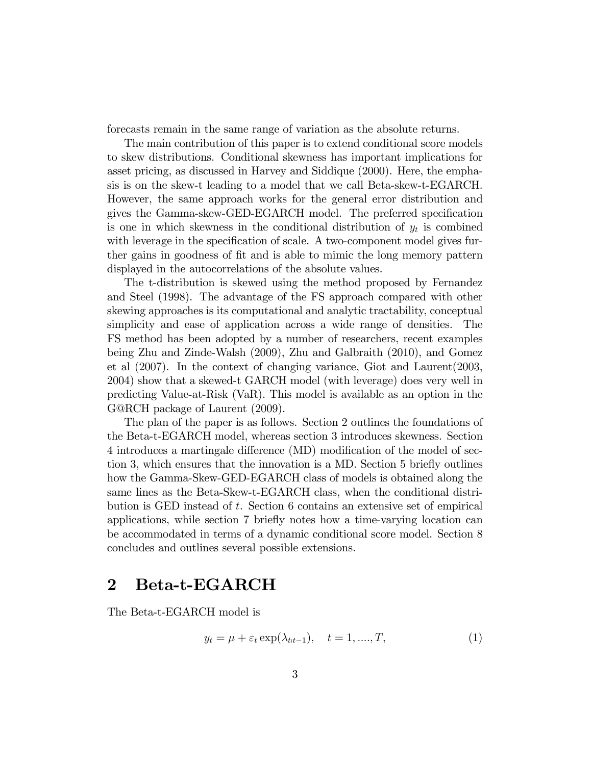forecasts remain in the same range of variation as the absolute returns.

The main contribution of this paper is to extend conditional score models to skew distributions. Conditional skewness has important implications for asset pricing, as discussed in Harvey and Siddique (2000). Here, the emphasis is on the skew-t leading to a model that we call Beta-skew-t-EGARCH. However, the same approach works for the general error distribution and gives the Gamma-skew-GED-EGARCH model. The preferred specification is one in which skewness in the conditional distribution of $y_t$ is combined with leverage in the specification of scale. A two-component model gives further gains in goodness of fit and is able to mimic the long memory pattern displayed in the autocorrelations of the absolute values.

The t-distribution is skewed using the method proposed by Fernandez and Steel (1998). The advantage of the FS approach compared with other skewing approaches is its computational and analytic tractability, conceptual simplicity and ease of application across a wide range of densities. The FS method has been adopted by a number of researchers, recent examples being Zhu and Zinde-Walsh (2009), Zhu and Galbraith (2010), and Gomez et al (2007). In the context of changing variance, Giot and Laurent(2003, 2004) show that a skewed-t GARCH model (with leverage) does very well in predicting Value-at-Risk (VaR). This model is available as an option in the G@RCH package of Laurent (2009).

The plan of the paper is as follows. Section 2 outlines the foundations of the Beta-t-EGARCH model, whereas section 3 introduces skewness. Section 4 introduces a martingale difference (MD) modification of the model of section 3, which ensures that the innovation is a MD. Section 5 briefly outlines how the Gamma-Skew-GED-EGARCH class of models is obtained along the same lines as the Beta-Skew-t-EGARCH class, when the conditional distribution is GED instead of $t$. Section 6 contains an extensive set of empirical applications, while section 7 briefly notes how a time-varying location can be accommodated in terms of a dynamic conditional score model. Section 8 concludes and outlines several possible extensions.

## 2 Beta-t-EGARCH

The Beta-t-EGARCH model is

$$y_t = \mu + \varepsilon_t \exp(\lambda_{t|t-1}), \quad t = 1, ...., T, \tag{1}$$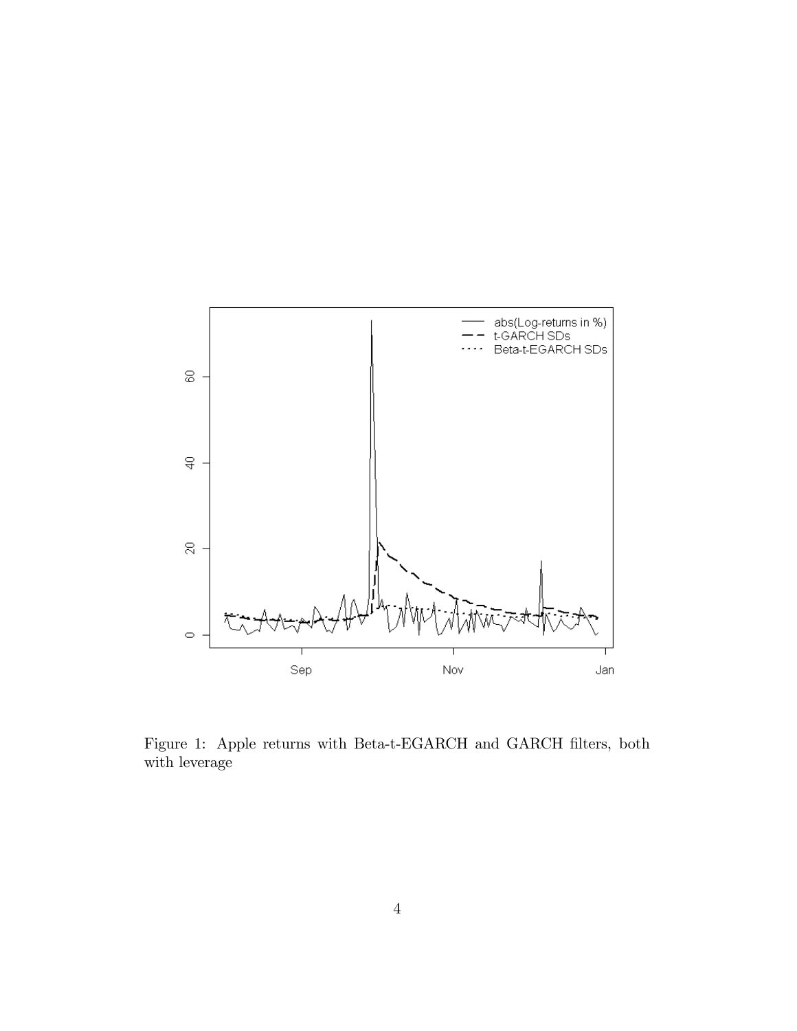Figure 1: Apple returns with Beta-t-EGARCH and GARCH filters, both with leverage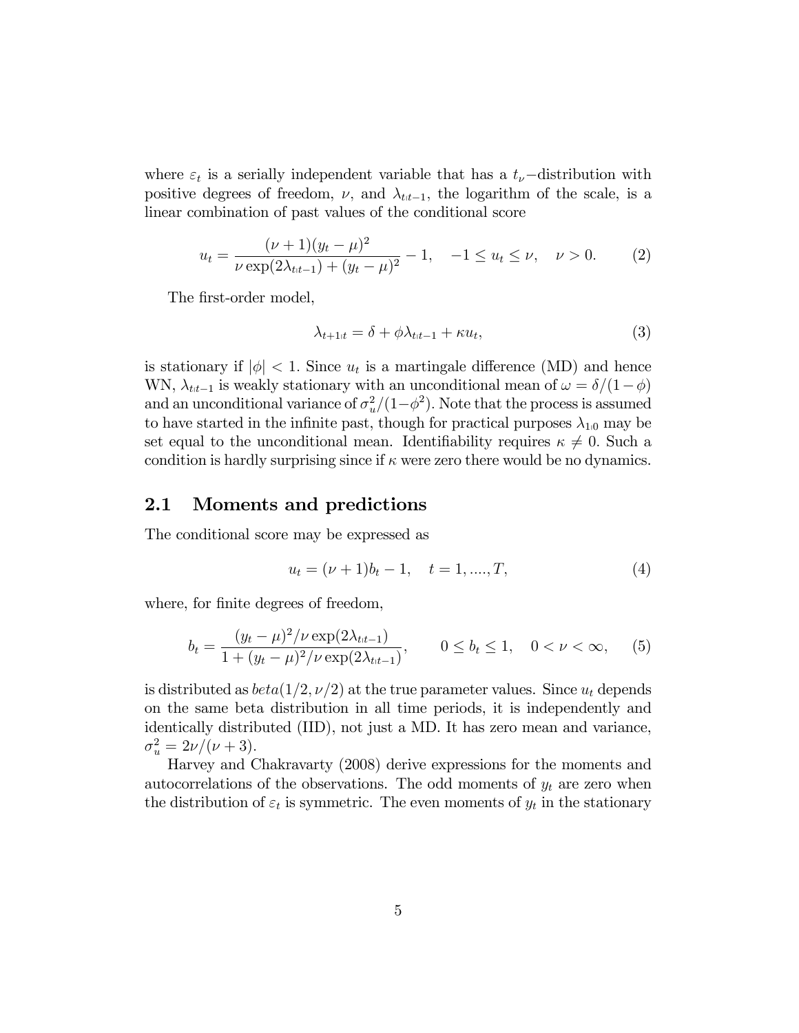where $\varepsilon_t$ is a serially independent variable that has a $t_\nu-$distribution with positive degrees of freedom, $\nu$, and $\lambda_{t|t-1}$, the logarithm of the scale, is a linear combination of past values of the conditional score

$$u_t = \frac{(\nu+1)(y_t - \mu)^2}{\nu \exp(2\lambda_{t|t-1}) + (y_t - \mu)^2} - 1, \quad -1 \leq u_t \leq \nu, \quad \nu > 0. \tag{2}$$

The first-order model,

$$\lambda_{t+1|t} = \delta + \phi\lambda_{t|t-1} + \kappa u_t, \tag{3}$$

is stationary if $|\phi| < 1$. Since $u_t$ is a martingale difference (MD) and hence WN, $\lambda_{t|t-1}$ is weakly stationary with an unconditional mean of $\omega = \delta/(1-\phi)$ and an unconditional variance of $\sigma_u^2/(1-\phi^2)$. Note that the process is assumed to have started in the infinite past, though for practical purposes $\lambda_{1|0}$ may be set equal to the unconditional mean. Identifiability requires $\kappa \neq 0$. Such a condition is hardly surprising since if $\kappa$ were zero there would be no dynamics.

## 2.1 Moments and predictions

The conditional score may be expressed as

$$u_t = (\nu+1)b_t - 1, \quad t = 1, ...., T, \tag{4}$$

where, for finite degrees of freedom,

$$b_t = \frac{(y_t - \mu)^2/\nu \exp(2\lambda_{t|t-1})}{1 + (y_t - \mu)^2/\nu \exp(2\lambda_{t|t-1})}, \qquad 0 \leq b_t \leq 1, \quad 0 < \nu < \infty, \tag{5}$$

is distributed as $beta(1/2, \nu/2)$ at the true parameter values. Since $u_t$ depends on the same beta distribution in all time periods, it is independently and identically distributed (IID), not just a MD. It has zero mean and variance, $\sigma_u^2 = 2\nu/(\nu+3)$.

Harvey and Chakravarty (2008) derive expressions for the moments and autocorrelations of the observations. The odd moments of $y_t$ are zero when the distribution of $\varepsilon_t$ is symmetric. The even moments of $y_t$ in the stationary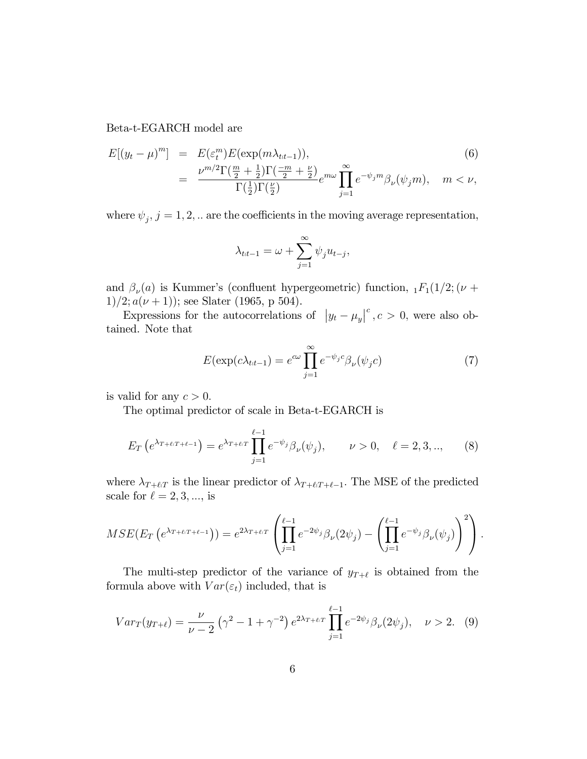Beta-t-EGARCH model are

$$
\begin{aligned}
E[(y_t - \mu)^m] &= E(\varepsilon_t^m) E(\exp(m\lambda_{t|t-1})), \qquad\qquad (6)\\
&= \frac{\nu^{m/2}\Gamma(\frac{m}{2}+\frac{1}{2})\Gamma(\frac{-m}{2}+\frac{\nu}{2})}{\Gamma(\frac{1}{2})\Gamma(\frac{\nu}{2})} e^{m\omega} \prod_{j=1}^{\infty} e^{-\psi_j m}\beta_\nu(\psi_j m), \quad m < \nu,
\end{aligned}
$$

where $\psi_j$, $j = 1, 2, ..$ are the coefficients in the moving average representation,

$$
\lambda_{t|t-1} = \omega + \sum_{j=1}^{\infty} \psi_j u_{t-j},
$$

and $\beta_\nu(a)$ is Kummer's (confluent hypergeometric) function, ${}_1F_1(1/2; (\nu + 1)/2; a(\nu + 1))$; see Slater (1965, p 504).

Expressions for the autocorrelations of $\left|y_t - \mu_y\right|^c, c > 0$, were also obtained. Note that

$$
E(\exp(c\lambda_{t|t-1}) = e^{c\omega} \prod_{j=1}^{\infty} e^{-\psi_j c}\beta_\nu(\psi_j c) \qquad (7)
$$

is valid for any $c > 0$.

The optimal predictor of scale in Beta-t-EGARCH is

$$
E_T\left(e^{\lambda_{T+\ell|T+\ell-1}}\right) = e^{\lambda_{T+\ell|T}} \prod_{j=1}^{\ell-1} e^{-\psi_j}\beta_\nu(\psi_j), \qquad \nu > 0, \quad \ell = 2, 3, .., \qquad (8)
$$

where $\lambda_{T+\ell|T}$ is the linear predictor of $\lambda_{T+\ell|T+\ell-1}$. The MSE of the predicted scale for $\ell = 2, 3, ...,$ is

$$
MSE(E_T\left(e^{\lambda_{T+\ell|T+\ell-1}}\right)) = e^{2\lambda_{T+\ell|T}} \left( \prod_{j=1}^{\ell-1} e^{-2\psi_j}\beta_\nu(2\psi_j) - \left( \prod_{j=1}^{\ell-1} e^{-\psi_j}\beta_\nu(\psi_j) \right)^2 \right).
$$

The multi-step predictor of the variance of $y_{T+\ell}$ is obtained from the formula above with $Var(\varepsilon_t)$ included, that is

$$
Var_T(y_{T+\ell}) = \frac{\nu}{\nu - 2}\left(\gamma^2 - 1 + \gamma^{-2}\right) e^{2\lambda_{T+\ell|T}} \prod_{j=1}^{\ell-1} e^{-2\psi_j}\beta_\nu(2\psi_j), \quad \nu > 2. \quad (9)
$$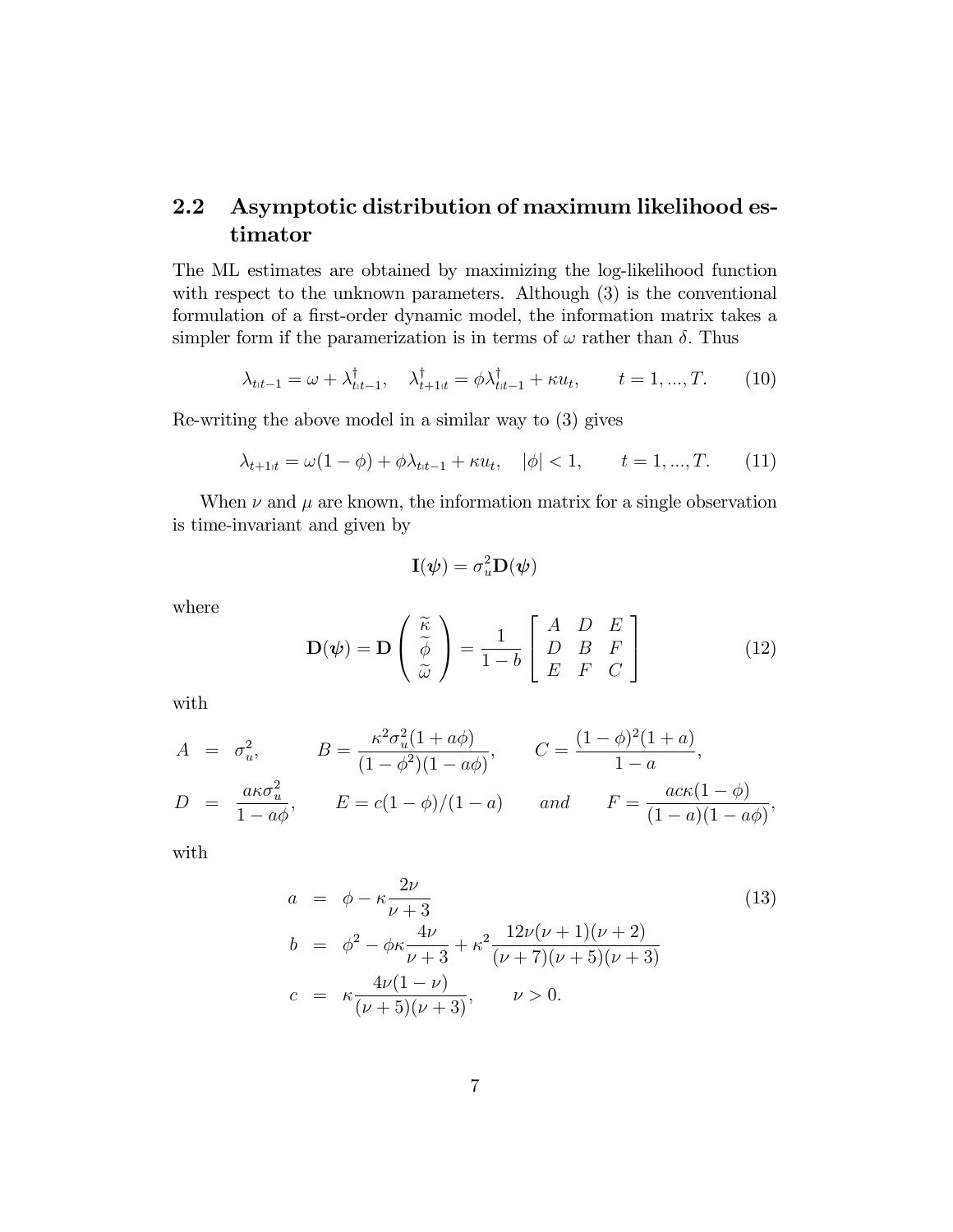## 2.2 Asymptotic distribution of maximum likelihood estimator

The ML estimates are obtained by maximizing the log-likelihood function with respect to the unknown parameters. Although (3) is the conventional formulation of a first-order dynamic model, the information matrix takes a simpler form if the paramerization is in terms of $\omega$ rather than $\delta$. Thus

$$\lambda_{t|t-1} = \omega + \lambda^{\dagger}_{t|t-1}, \quad \lambda^{\dagger}_{t+1|t} = \phi\lambda^{\dagger}_{t|t-1} + \kappa u_t, \qquad t = 1, ..., T. \tag{10}$$

Re-writing the above model in a similar way to (3) gives

$$\lambda_{t+1|t} = \omega(1-\phi) + \phi\lambda_{t|t-1} + \kappa u_t, \quad |\phi| < 1, \qquad t = 1, ..., T. \tag{11}$$

When $\nu$ and $\mu$ are known, the information matrix for a single observation is time-invariant and given by

$$\mathbf{I}(\boldsymbol{\psi}) = \sigma_u^2 \mathbf{D}(\boldsymbol{\psi})$$

where

$$\mathbf{D}(\boldsymbol{\psi}) = \mathbf{D}\begin{pmatrix} \widetilde{\kappa} \\ \widetilde{\phi} \\ \widetilde{\omega} \end{pmatrix} = \frac{1}{1-b}\begin{bmatrix} A & D & E \\ D & B & F \\ E & F & C \end{bmatrix} \tag{12}$$

with

$$\begin{aligned} A &= \sigma_u^2, \qquad B = \frac{\kappa^2\sigma_u^2(1+a\phi)}{(1-\phi^2)(1-a\phi)}, \qquad C = \frac{(1-\phi)^2(1+a)}{1-a}, \\ D &= \frac{a\kappa\sigma_u^2}{1-a\phi}, \qquad E = c(1-\phi)/(1-a) \qquad \textit{and} \qquad F = \frac{ac\kappa(1-\phi)}{(1-a)(1-a\phi)}, \end{aligned}$$

with

$$\begin{aligned} a &= \phi - \kappa\frac{2\nu}{\nu+3} \\ b &= \phi^2 - \phi\kappa\frac{4\nu}{\nu+3} + \kappa^2\frac{12\nu(\nu+1)(\nu+2)}{(\nu+7)(\nu+5)(\nu+3)} \\ c &= \kappa\frac{4\nu(1-\nu)}{(\nu+5)(\nu+3)}, \qquad \nu > 0. \end{aligned} \tag{13}$$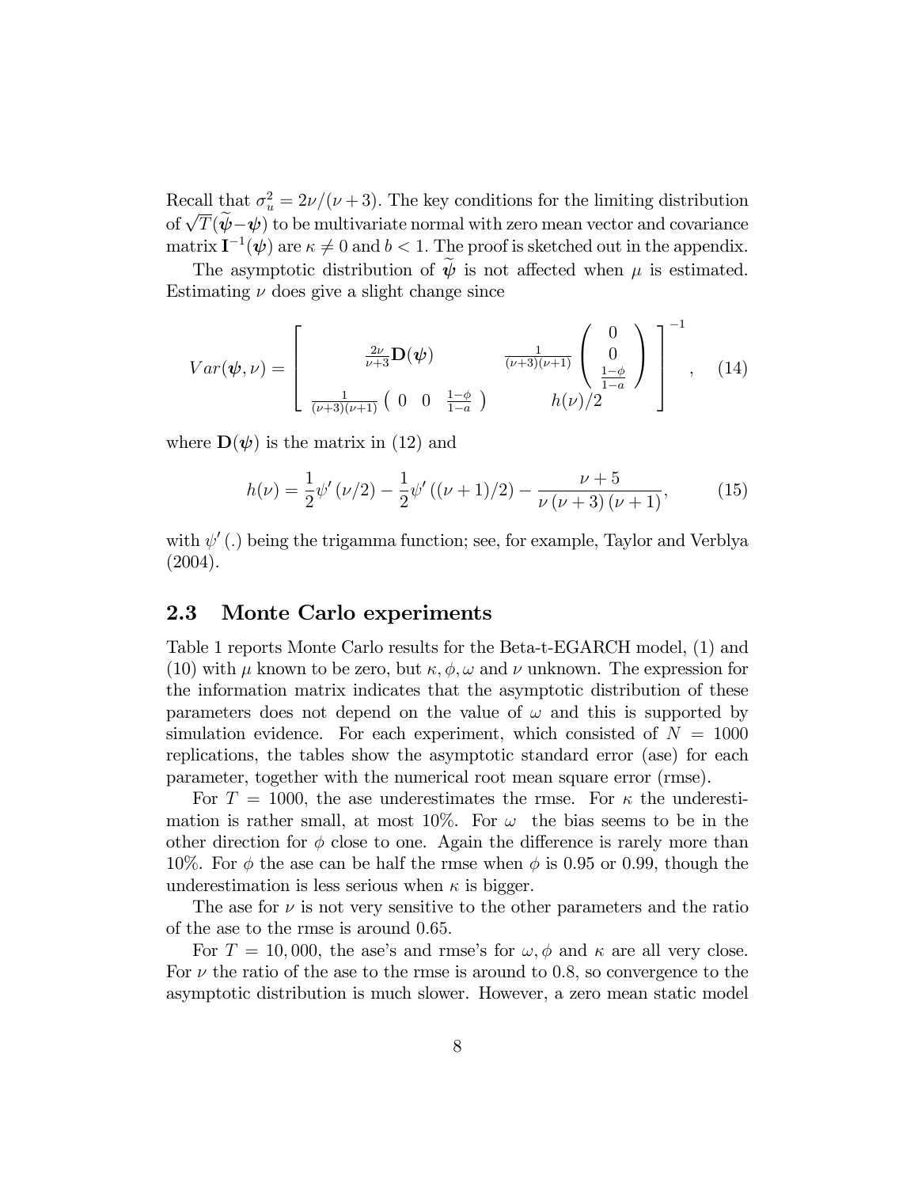Recall that $\sigma_u^2 = 2\nu/(\nu+3)$. The key conditions for the limiting distribution of $\sqrt{T}(\widetilde{\boldsymbol{\psi}} - \boldsymbol{\psi})$ to be multivariate normal with zero mean vector and covariance matrix $\mathbf{I}^{-1}(\boldsymbol{\psi})$ are $\kappa \neq 0$ and $b < 1$. The proof is sketched out in the appendix.

The asymptotic distribution of $\widetilde{\boldsymbol{\psi}}$ is not affected when $\mu$ is estimated. Estimating $\nu$ does give a slight change since

$$
Var(\boldsymbol{\psi}, \nu) = \left[ \begin{array}{cc} \frac{2\nu}{\nu+3}\mathbf{D}(\boldsymbol{\psi}) & \frac{1}{(\nu+3)(\nu+1)} \left( \begin{array}{c} 0 \\ 0 \\ \frac{1-\phi}{1-a} \end{array} \right) \\ \frac{1}{(\nu+3)(\nu+1)} \left( \begin{array}{ccc} 0 & 0 & \frac{1-\phi}{1-a} \end{array} \right) & h(\nu)/2 \end{array} \right]^{-1}, \quad (14)
$$

where $\mathbf{D}(\boldsymbol{\psi})$ is the matrix in (12) and

$$
h(\nu) = \frac{1}{2}\psi'(\nu/2) - \frac{1}{2}\psi'((\nu+1)/2) - \frac{\nu+5}{\nu(\nu+3)(\nu+1)}, \quad (15)
$$

with $\psi'(.)$ being the trigamma function; see, for example, Taylor and Verblya (2004).

## 2.3 Monte Carlo experiments

Table 1 reports Monte Carlo results for the Beta-t-EGARCH model, (1) and (10) with $\mu$ known to be zero, but $\kappa, \phi, \omega$ and $\nu$ unknown. The expression for the information matrix indicates that the asymptotic distribution of these parameters does not depend on the value of $\omega$ and this is supported by simulation evidence. For each experiment, which consisted of $N = 1000$ replications, the tables show the asymptotic standard error (ase) for each parameter, together with the numerical root mean square error (rmse).

For $T = 1000$, the ase underestimates the rmse. For $\kappa$ the underestimation is rather small, at most 10%. For $\omega$ the bias seems to be in the other direction for $\phi$ close to one. Again the difference is rarely more than 10%. For $\phi$ the ase can be half the rmse when $\phi$ is 0.95 or 0.99, though the underestimation is less serious when $\kappa$ is bigger.

The ase for $\nu$ is not very sensitive to the other parameters and the ratio of the ase to the rmse is around 0.65.

For $T = 10,000$, the ase's and rmse's for $\omega, \phi$ and $\kappa$ are all very close. For $\nu$ the ratio of the ase to the rmse is around to 0.8, so convergence to the asymptotic distribution is much slower. However, a zero mean static model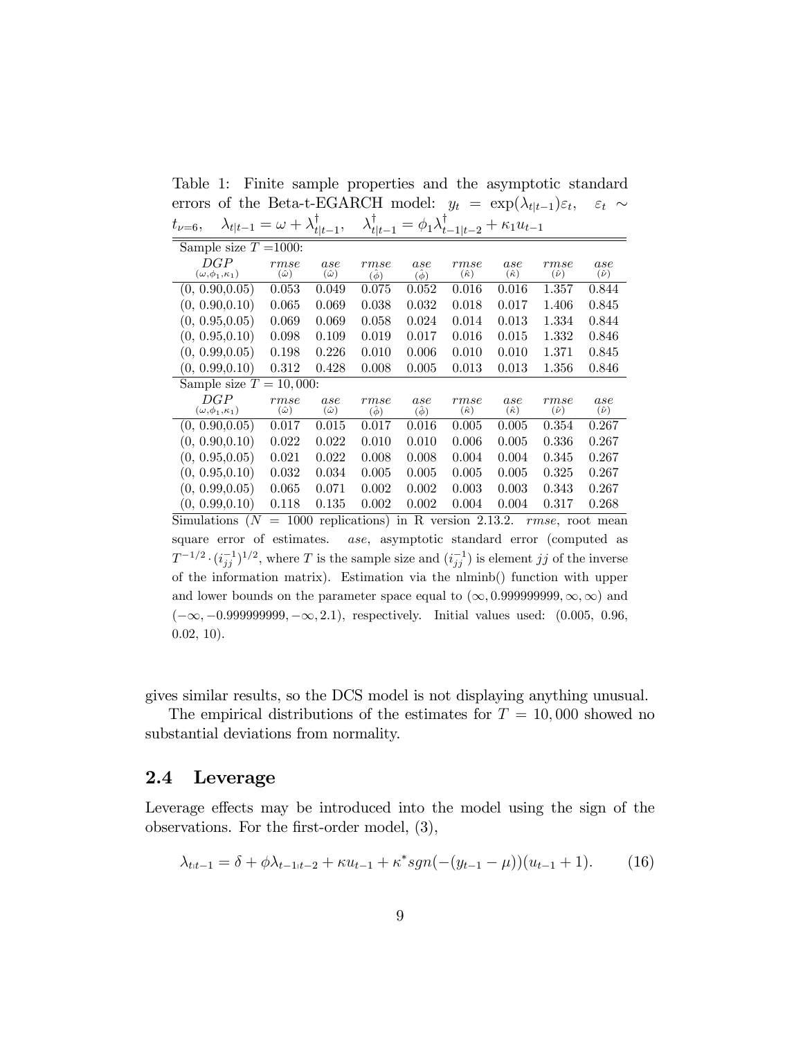Table 1: Finite sample properties and the asymptotic standard errors of the Beta-t-EGARCH model: $y_t = \exp(\lambda_{t|t-1})\varepsilon_t$, $\varepsilon_t \sim t_{\nu=6}$, $\lambda_{t|t-1} = \omega + \lambda^{\dagger}_{t|t-1}$, $\lambda^{\dagger}_{t|t-1} = \phi_1 \lambda^{\dagger}_{t-1|t-2} + \kappa_1 u_{t-1}$

| Sample size $T$ =1000: | | | | | | | | |
|---|---|---|---|---|---|---|---|---|
| $DGP$ $(\omega,\phi_1,\kappa_1)$ | $rmse$ $(\hat{\omega})$ | $ase$ $(\hat{\omega})$ | $rmse$ $(\hat{\phi})$ | $ase$ $(\hat{\phi})$ | $rmse$ $(\hat{\kappa})$ | $ase$ $(\hat{\kappa})$ | $rmse$ $(\hat{\nu})$ | $ase$ $(\hat{\nu})$ |
| (0, 0.90,0.05) | 0.053 | 0.049 | 0.075 | 0.052 | 0.016 | 0.016 | 1.357 | 0.844 |
| (0, 0.90,0.10) | 0.065 | 0.069 | 0.038 | 0.032 | 0.018 | 0.017 | 1.406 | 0.845 |
| (0, 0.95,0.05) | 0.069 | 0.069 | 0.058 | 0.024 | 0.014 | 0.013 | 1.334 | 0.844 |
| (0, 0.95,0.10) | 0.098 | 0.109 | 0.019 | 0.017 | 0.016 | 0.015 | 1.332 | 0.846 |
| (0, 0.99,0.05) | 0.198 | 0.226 | 0.010 | 0.006 | 0.010 | 0.010 | 1.371 | 0.845 |
| (0, 0.99,0.10) | 0.312 | 0.428 | 0.008 | 0.005 | 0.013 | 0.013 | 1.356 | 0.846 |
| Sample size $T = 10,000$: | | | | | | | | |
| $DGP$ $(\omega,\phi_1,\kappa_1)$ | $rmse$ $(\hat{\omega})$ | $ase$ $(\hat{\omega})$ | $rmse$ $(\hat{\phi})$ | $ase$ $(\hat{\phi})$ | $rmse$ $(\hat{\kappa})$ | $ase$ $(\hat{\kappa})$ | $rmse$ $(\hat{\nu})$ | $ase$ $(\hat{\nu})$ |
| (0, 0.90,0.05) | 0.017 | 0.015 | 0.017 | 0.016 | 0.005 | 0.005 | 0.354 | 0.267 |
| (0, 0.90,0.10) | 0.022 | 0.022 | 0.010 | 0.010 | 0.006 | 0.005 | 0.336 | 0.267 |
| (0, 0.95,0.05) | 0.021 | 0.022 | 0.008 | 0.008 | 0.004 | 0.004 | 0.345 | 0.267 |
| (0, 0.95,0.10) | 0.032 | 0.034 | 0.005 | 0.005 | 0.005 | 0.005 | 0.325 | 0.267 |
| (0, 0.99,0.05) | 0.065 | 0.071 | 0.002 | 0.002 | 0.003 | 0.003 | 0.343 | 0.267 |
| (0, 0.99,0.10) | 0.118 | 0.135 | 0.002 | 0.002 | 0.004 | 0.004 | 0.317 | 0.268 |

Simulations ($N$ = 1000 replications) in R version 2.13.2. *rmse*, root mean square error of estimates. *ase*, asymptotic standard error (computed as $T^{-1/2} \cdot (i^{-1}_{jj})^{1/2}$, where $T$ is the sample size and $(i^{-1}_{jj})$ is element $jj$ of the inverse of the information matrix). Estimation via the nlminb() function with upper and lower bounds on the parameter space equal to $(\infty, 0.999999999, \infty, \infty)$ and $(-\infty, -0.999999999, -\infty, 2.1)$, respectively. Initial values used: (0.005, 0.96, 0.02, 10).

gives similar results, so the DCS model is not displaying anything unusual.

The empirical distributions of the estimates for $T = 10,000$ showed no substantial deviations from normality.

## 2.4 Leverage

Leverage effects may be introduced into the model using the sign of the observations. For the first-order model, (3),

$$\lambda_{t|t-1} = \delta + \phi\lambda_{t-1|t-2} + \kappa u_{t-1} + \kappa^{*} sgn(-(y_{t-1} - \mu))(u_{t-1} + 1). \tag{16}$$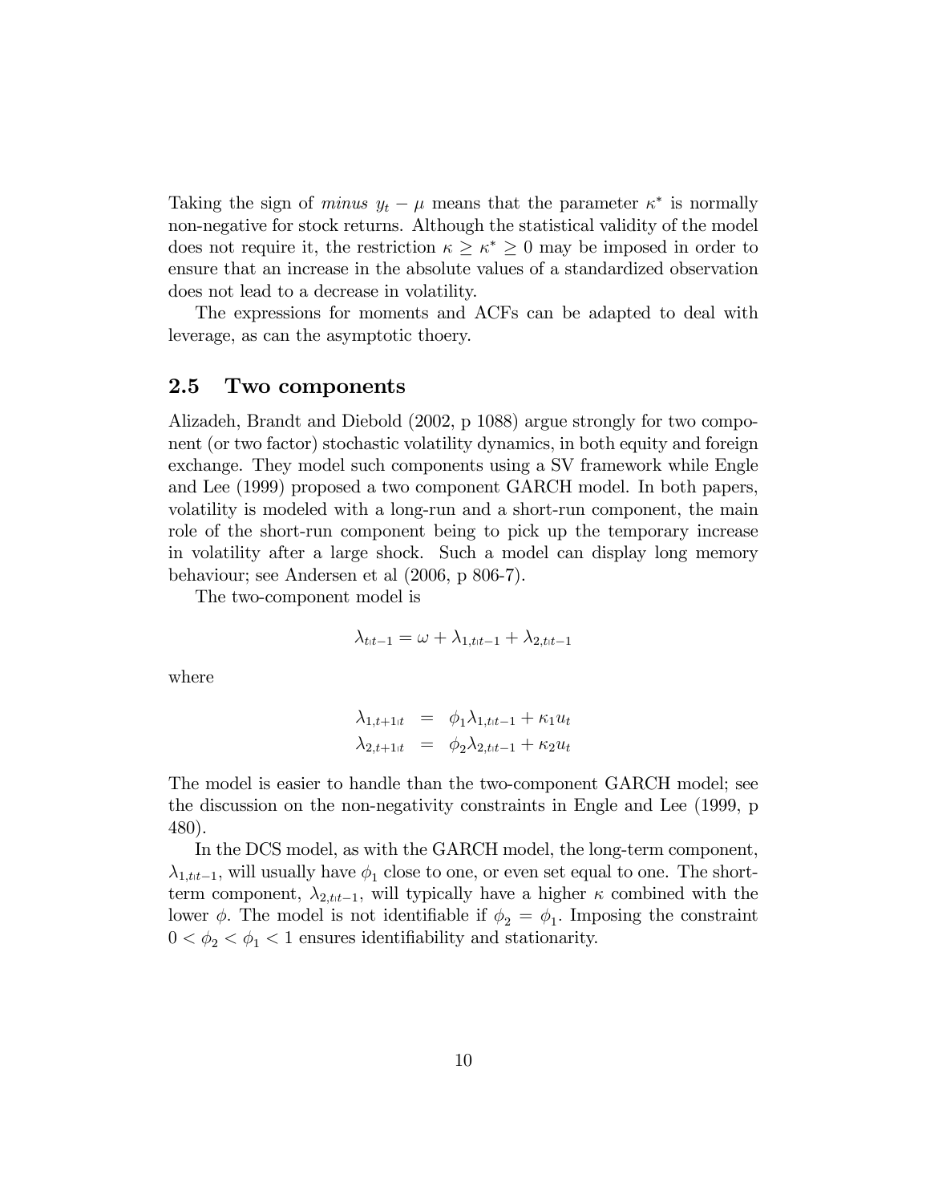Taking the sign of *minus* $y_t - \mu$ means that the parameter $\kappa^*$ is normally non-negative for stock returns. Although the statistical validity of the model does not require it, the restriction $\kappa \geq \kappa^* \geq 0$ may be imposed in order to ensure that an increase in the absolute values of a standardized observation does not lead to a decrease in volatility.

The expressions for moments and ACFs can be adapted to deal with leverage, as can the asymptotic thoery.

## 2.5 Two components

Alizadeh, Brandt and Diebold (2002, p 1088) argue strongly for two component (or two factor) stochastic volatility dynamics, in both equity and foreign exchange. They model such components using a SV framework while Engle and Lee (1999) proposed a two component GARCH model. In both papers, volatility is modeled with a long-run and a short-run component, the main role of the short-run component being to pick up the temporary increase in volatility after a large shock. Such a model can display long memory behaviour; see Andersen et al (2006, p 806-7).

The two-component model is

$$\lambda_{t|t-1} = \omega + \lambda_{1,t|t-1} + \lambda_{2,t|t-1}$$

where

$$\begin{aligned}
\lambda_{1,t+1|t} &= \phi_1 \lambda_{1,t|t-1} + \kappa_1 u_t \\
\lambda_{2,t+1|t} &= \phi_2 \lambda_{2,t|t-1} + \kappa_2 u_t
\end{aligned}$$

The model is easier to handle than the two-component GARCH model; see the discussion on the non-negativity constraints in Engle and Lee (1999, p 480).

In the DCS model, as with the GARCH model, the long-term component, $\lambda_{1,t|t-1}$, will usually have $\phi_1$ close to one, or even set equal to one. The short-term component, $\lambda_{2,t|t-1}$, will typically have a higher $\kappa$ combined with the lower $\phi$. The model is not identifiable if $\phi_2 = \phi_1$. Imposing the constraint $0 < \phi_2 < \phi_1 < 1$ ensures identifiability and stationarity.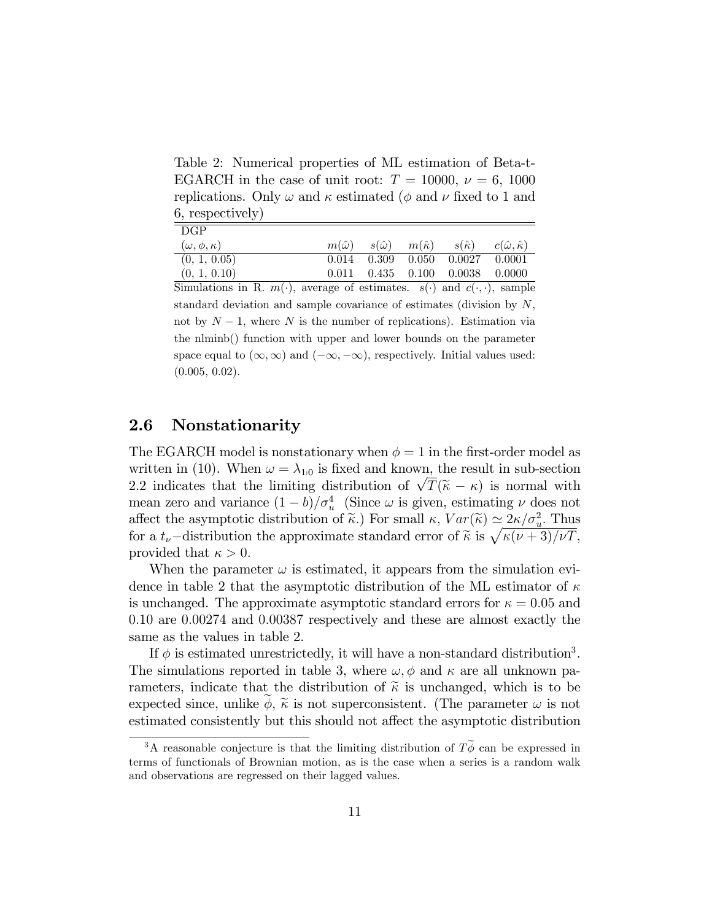Table 2: Numerical properties of ML estimation of Beta-t-EGARCH in the case of unit root: $T = 10000$, $\nu = 6$, 1000 replications. Only $\omega$ and $\kappa$ estimated ($\phi$ and $\nu$ fixed to 1 and 6, respectively)

| DGP $(\omega, \phi, \kappa)$ | $m(\hat{\omega})$ | $s(\hat{\omega})$ | $m(\hat{\kappa})$ | $s(\hat{\kappa})$ | $c(\hat{\omega}, \hat{\kappa})$ |
|---|---|---|---|---|---|
| (0, 1, 0.05) | 0.014 | 0.309 | 0.050 | 0.0027 | 0.0001 |
| (0, 1, 0.10) | 0.011 | 0.435 | 0.100 | 0.0038 | 0.0000 |

Simulations in R. $m(\cdot)$, average of estimates. $s(\cdot)$ and $c(\cdot, \cdot)$, sample standard deviation and sample covariance of estimates (division by $N$, not by $N-1$, where $N$ is the number of replications). Estimation via the nlminb() function with upper and lower bounds on the parameter space equal to $(\infty, \infty)$ and $(-\infty, -\infty)$, respectively. Initial values used: (0.005, 0.02).

## 2.6 Nonstationarity

The EGARCH model is nonstationary when $\phi = 1$ in the first-order model as written in (10). When $\omega = \lambda_{1|0}$ is fixed and known, the result in sub-section 2.2 indicates that the limiting distribution of $\sqrt{T}(\widetilde{\kappa} - \kappa)$ is normal with mean zero and variance $(1-b)/\sigma_u^4$ (Since $\omega$ is given, estimating $\nu$ does not affect the asymptotic distribution of $\widetilde{\kappa}$.) For small $\kappa$, $Var(\widetilde{\kappa}) \simeq 2\kappa/\sigma_u^2$. Thus for a $t_\nu$−distribution the approximate standard error of $\widetilde{\kappa}$ is $\sqrt{\kappa(\nu+3)/\nu T}$, provided that $\kappa > 0$.

When the parameter $\omega$ is estimated, it appears from the simulation evidence in table 2 that the asymptotic distribution of the ML estimator of $\kappa$ is unchanged. The approximate asymptotic standard errors for $\kappa = 0.05$ and 0.10 are 0.00274 and 0.00387 respectively and these are almost exactly the same as the values in table 2.

If $\phi$ is estimated unrestrictedly, it will have a non-standard distribution[3]. The simulations reported in table 3, where $\omega, \phi$ and $\kappa$ are all unknown parameters, indicate that the distribution of $\widetilde{\kappa}$ is unchanged, which is to be expected since, unlike $\widetilde{\phi}$, $\widetilde{\kappa}$ is not superconsistent. (The parameter $\omega$ is not estimated consistently but this should not affect the asymptotic distribution

[3] A reasonable conjecture is that the limiting distribution of $T\widetilde{\phi}$ can be expressed in terms of functionals of Brownian motion, as is the case when a series is a random walk and observations are regressed on their lagged values.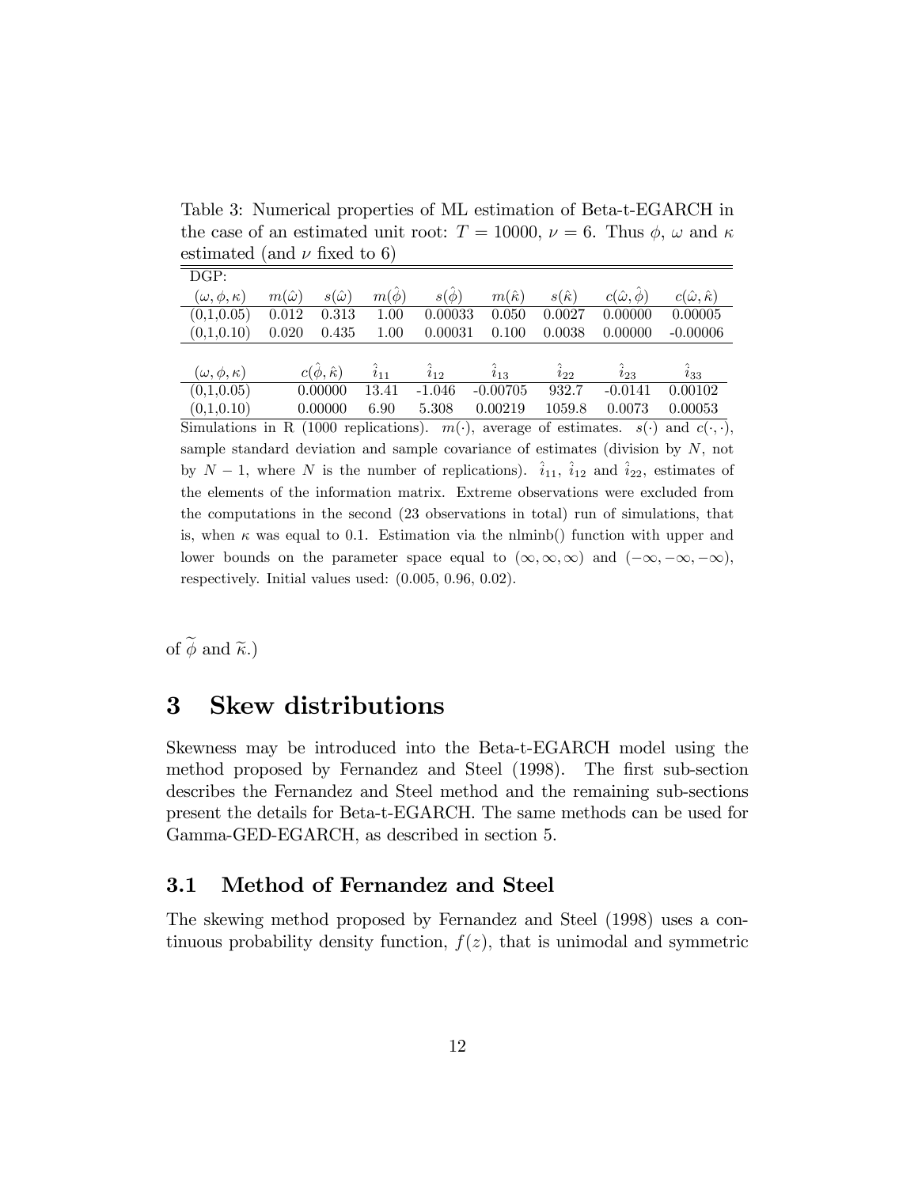Table 3: Numerical properties of ML estimation of Beta-t-EGARCH in the case of an estimated unit root: $T = 10000$, $\nu = 6$. Thus $\phi$, $\omega$ and $\kappa$ estimated (and $\nu$ fixed to 6)

| DGP: $(\omega, \phi, \kappa)$ | $m(\hat{\omega})$ | $s(\hat{\omega})$ | $m(\hat{\phi})$ | $s(\hat{\phi})$ | $m(\hat{\kappa})$ | $s(\hat{\kappa})$ | $c(\hat{\omega}, \hat{\phi})$ | $c(\hat{\omega}, \hat{\kappa})$ |
|---|---|---|---|---|---|---|---|---|
| (0,1,0.05) | 0.012 | 0.313 | 1.00 | 0.00033 | 0.050 | 0.0027 | 0.00000 | 0.00005 |
| (0,1,0.10) | 0.020 | 0.435 | 1.00 | 0.00031 | 0.100 | 0.0038 | 0.00000 | -0.00006 |

| $(\omega, \phi, \kappa)$ | $c(\hat{\phi}, \hat{\kappa})$ | $\hat{i}_{11}$ | $\hat{i}_{12}$ | $\hat{i}_{13}$ | $\hat{i}_{22}$ | $\hat{i}_{23}$ | $\hat{i}_{33}$ |
|---|---|---|---|---|---|---|---|
| (0,1,0.05) | 0.00000 | 13.41 | -1.046 | -0.00705 | 932.7 | -0.0141 | 0.00102 |
| (0,1,0.10) | 0.00000 | 6.90 | 5.308 | 0.00219 | 1059.8 | 0.0073 | 0.00053 |

Simulations in R (1000 replications). $m(\cdot)$, average of estimates. $s(\cdot)$ and $c(\cdot, \cdot)$, sample standard deviation and sample covariance of estimates (division by $N$, not by $N-1$, where $N$ is the number of replications). $\hat{i}_{11}$, $\hat{i}_{12}$ and $\hat{i}_{22}$, estimates of the elements of the information matrix. Extreme observations were excluded from the computations in the second (23 observations in total) run of simulations, that is, when $\kappa$ was equal to 0.1. Estimation via the nlminb() function with upper and lower bounds on the parameter space equal to $(\infty, \infty, \infty)$ and $(-\infty, -\infty, -\infty)$, respectively. Initial values used: (0.005, 0.96, 0.02).

of $\widetilde{\phi}$ and $\widetilde{\kappa}$.)

# 3 Skew distributions

Skewness may be introduced into the Beta-t-EGARCH model using the method proposed by Fernandez and Steel (1998). The first sub-section describes the Fernandez and Steel method and the remaining sub-sections present the details for Beta-t-EGARCH. The same methods can be used for Gamma-GED-EGARCH, as described in section 5.

## 3.1 Method of Fernandez and Steel

The skewing method proposed by Fernandez and Steel (1998) uses a continuous probability density function, $f(z)$, that is unimodal and symmetric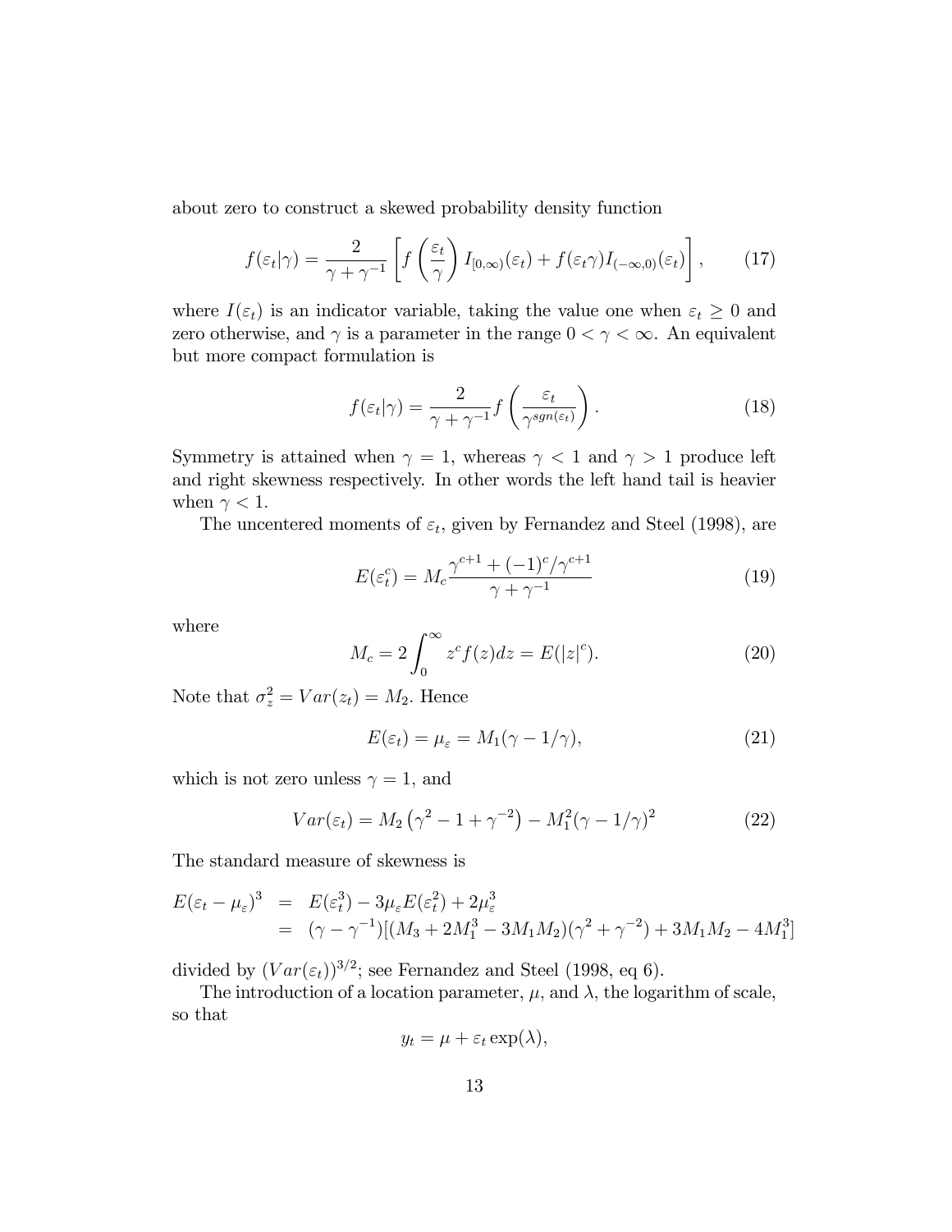about zero to construct a skewed probability density function

$$f(\varepsilon_t|\gamma) = \frac{2}{\gamma + \gamma^{-1}} \left[ f\left(\frac{\varepsilon_t}{\gamma}\right) I_{[0,\infty)}(\varepsilon_t) + f(\varepsilon_t \gamma) I_{(-\infty,0)}(\varepsilon_t) \right], \tag{17}$$

where $I(\varepsilon_t)$ is an indicator variable, taking the value one when $\varepsilon_t \geq 0$ and zero otherwise, and $\gamma$ is a parameter in the range $0 < \gamma < \infty$. An equivalent but more compact formulation is

$$f(\varepsilon_t|\gamma) = \frac{2}{\gamma + \gamma^{-1}} f\left(\frac{\varepsilon_t}{\gamma^{sgn(\varepsilon_t)}}\right). \tag{18}$$

Symmetry is attained when $\gamma = 1$, whereas $\gamma < 1$ and $\gamma > 1$ produce left and right skewness respectively. In other words the left hand tail is heavier when $\gamma < 1$.

The uncentered moments of $\varepsilon_t$, given by Fernandez and Steel (1998), are

$$E(\varepsilon_t^c) = M_c \frac{\gamma^{c+1} + (-1)^c/\gamma^{c+1}}{\gamma + \gamma^{-1}} \tag{19}$$

where

$$M_c = 2\int_0^\infty z^c f(z) dz = E(|z|^c). \tag{20}$$

Note that $\sigma_z^2 = Var(z_t) = M_2$. Hence

$$E(\varepsilon_t) = \mu_\varepsilon = M_1(\gamma - 1/\gamma), \tag{21}$$

which is not zero unless $\gamma = 1$, and

$$Var(\varepsilon_t) = M_2\left(\gamma^2 - 1 + \gamma^{-2}\right) - M_1^2(\gamma - 1/\gamma)^2 \tag{22}$$

The standard measure of skewness is

$$\begin{aligned} E(\varepsilon_t - \mu_\varepsilon)^3 &= E(\varepsilon_t^3) - 3\mu_\varepsilon E(\varepsilon_t^2) + 2\mu_\varepsilon^3 \\ &= (\gamma - \gamma^{-1})[(M_3 + 2M_1^3 - 3M_1M_2)(\gamma^2 + \gamma^{-2}) + 3M_1M_2 - 4M_1^3] \end{aligned}$$

divided by $(Var(\varepsilon_t))^{3/2}$; see Fernandez and Steel (1998, eq 6).

The introduction of a location parameter, $\mu$, and $\lambda$, the logarithm of scale, so that

$$y_t = \mu + \varepsilon_t \exp(\lambda),$$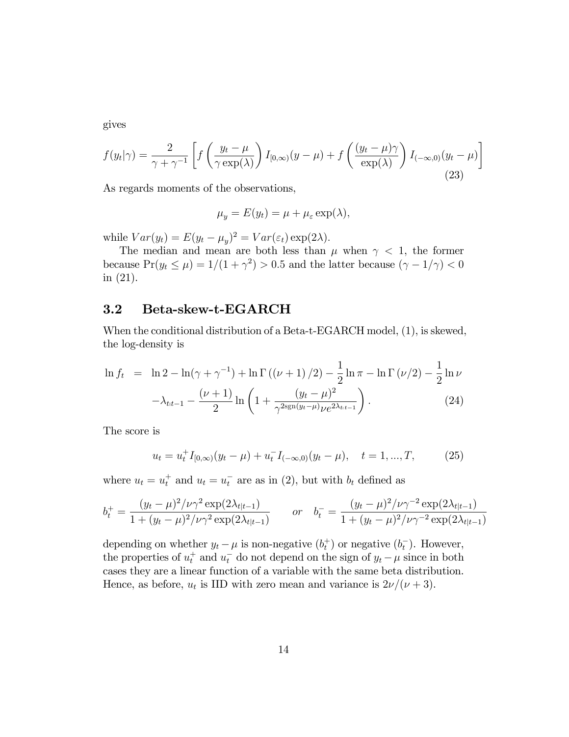gives

$$f(y_t|\gamma) = \frac{2}{\gamma + \gamma^{-1}} \left[ f\left( \frac{y_t - \mu}{\gamma \exp(\lambda)} \right) I_{[0,\infty)}(y - \mu) + f\left( \frac{(y_t - \mu)\gamma}{\exp(\lambda)} \right) I_{(-\infty,0)}(y_t - \mu) \right] \tag{23}$$

As regards moments of the observations,

$$\mu_y = E(y_t) = \mu + \mu_\varepsilon \exp(\lambda),$$

while $Var(y_t) = E(y_t - \mu_y)^2 = Var(\varepsilon_t) \exp(2\lambda)$.

The median and mean are both less than $\mu$ when $\gamma < 1$, the former because $\Pr(y_t \leq \mu) = 1/(1 + \gamma^2) > 0.5$ and the latter because $(\gamma - 1/\gamma) < 0$ in (21).

## 3.2 Beta-skew-t-EGARCH

When the conditional distribution of a Beta-t-EGARCH model, (1), is skewed, the log-density is

$$\begin{aligned} \ln f_t &= \ln 2 - \ln(\gamma + \gamma^{-1}) + \ln \Gamma\left((\nu + 1)/2\right) - \frac{1}{2}\ln \pi - \ln \Gamma\left(\nu/2\right) - \frac{1}{2}\ln \nu \\ &\quad - \lambda_{t|t-1} - \frac{(\nu + 1)}{2} \ln\left(1 + \frac{(y_t - \mu)^2}{\gamma^{2\mathrm{sgn}(y_t - \mu)} \nu e^{2\lambda_{t|t-1}}}\right). \end{aligned} \tag{24}$$

The score is

$$u_t = u_t^+ I_{[0,\infty)}(y_t - \mu) + u_t^- I_{(-\infty,0)}(y_t - \mu), \quad t = 1, ..., T, \tag{25}$$

where $u_t = u_t^+$ and $u_t = u_t^-$ are as in (2), but with $b_t$ defined as

$$b_t^+ = \frac{(y_t - \mu)^2/\nu\gamma^2 \exp(2\lambda_{t|t-1})}{1 + (y_t - \mu)^2/\nu\gamma^2 \exp(2\lambda_{t|t-1})} \qquad or \quad b_t^- = \frac{(y_t - \mu)^2/\nu\gamma^{-2} \exp(2\lambda_{t|t-1})}{1 + (y_t - \mu)^2/\nu\gamma^{-2} \exp(2\lambda_{t|t-1})}$$

depending on whether $y_t - \mu$ is non-negative ($b_t^+$) or negative ($b_t^-$). However, the properties of $u_t^+$ and $u_t^-$ do not depend on the sign of $y_t - \mu$ since in both cases they are a linear function of a variable with the same beta distribution. Hence, as before, $u_t$ is IID with zero mean and variance is $2\nu/(\nu + 3)$.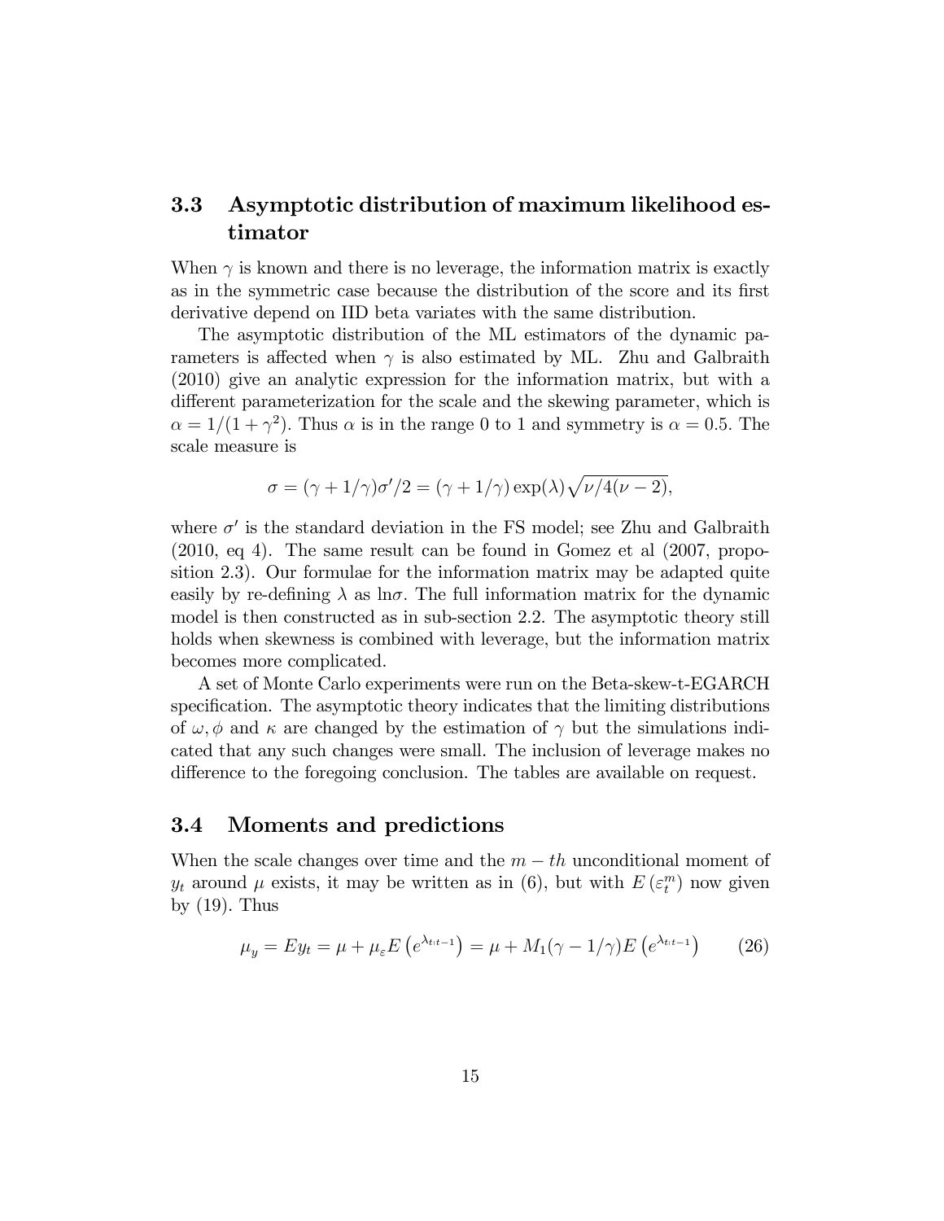## 3.3 Asymptotic distribution of maximum likelihood estimator

When $\gamma$ is known and there is no leverage, the information matrix is exactly as in the symmetric case because the distribution of the score and its first derivative depend on IID beta variates with the same distribution.

The asymptotic distribution of the ML estimators of the dynamic parameters is affected when $\gamma$ is also estimated by ML. Zhu and Galbraith (2010) give an analytic expression for the information matrix, but with a different parameterization for the scale and the skewing parameter, which is $\alpha = 1/(1+\gamma^2)$. Thus $\alpha$ is in the range 0 to 1 and symmetry is $\alpha = 0.5$. The scale measure is

$$\sigma = (\gamma + 1/\gamma)\sigma'/2 = (\gamma + 1/\gamma)\exp(\lambda)\sqrt{\nu/4(\nu-2)},$$

where $\sigma'$ is the standard deviation in the FS model; see Zhu and Galbraith (2010, eq 4). The same result can be found in Gomez et al (2007, proposition 2.3). Our formulae for the information matrix may be adapted quite easily by re-defining $\lambda$ as $\ln\sigma$. The full information matrix for the dynamic model is then constructed as in sub-section 2.2. The asymptotic theory still holds when skewness is combined with leverage, but the information matrix becomes more complicated.

A set of Monte Carlo experiments were run on the Beta-skew-t-EGARCH specification. The asymptotic theory indicates that the limiting distributions of $\omega, \phi$ and $\kappa$ are changed by the estimation of $\gamma$ but the simulations indicated that any such changes were small. The inclusion of leverage makes no difference to the foregoing conclusion. The tables are available on request.

## 3.4 Moments and predictions

When the scale changes over time and the $m-th$ unconditional moment of $y_t$ around $\mu$ exists, it may be written as in (6), but with $E\left(\varepsilon_t^m\right)$ now given by (19). Thus

$$\mu_y = Ey_t = \mu + \mu_\varepsilon E\left(e^{\lambda_{t|t-1}}\right) = \mu + M_1(\gamma - 1/\gamma)E\left(e^{\lambda_{t|t-1}}\right) \qquad (26)$$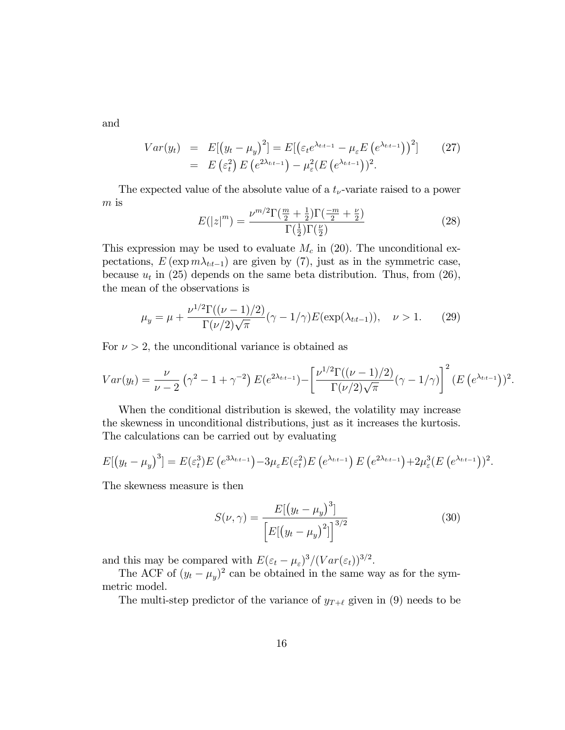and

$$
\begin{aligned}
Var(y_t) &= E[(y_t - \mu_y)^2] = E[(\varepsilon_t e^{\lambda_{t|t-1}} - \mu_\varepsilon E(e^{\lambda_{t|t-1}}))^2] \\
&= E(\varepsilon_t^2) E(e^{2\lambda_{t|t-1}}) - \mu_\varepsilon^2 (E(e^{\lambda_{t|t-1}}))^2.
\end{aligned} \tag{27}
$$

The expected value of the absolute value of a $t_\nu$-variate raised to a power $m$ is

$$
E(|z|^m) = \frac{\nu^{m/2}\Gamma(\frac{m}{2}+\frac{1}{2})\Gamma(\frac{-m}{2}+\frac{\nu}{2})}{\Gamma(\frac{1}{2})\Gamma(\frac{\nu}{2})} \tag{28}
$$

This expression may be used to evaluate $M_c$ in (20). The unconditional expectations, $E(\exp m\lambda_{t|t-1})$ are given by (7), just as in the symmetric case, because $u_t$ in (25) depends on the same beta distribution. Thus, from (26), the mean of the observations is

$$
\mu_y = \mu + \frac{\nu^{1/2}\Gamma((\nu-1)/2)}{\Gamma(\nu/2)\sqrt{\pi}}(\gamma - 1/\gamma)E(\exp(\lambda_{t|t-1})), \quad \nu > 1. \tag{29}
$$

For $\nu > 2$, the unconditional variance is obtained as

$$
Var(y_t) = \frac{\nu}{\nu-2}\left(\gamma^2 - 1 + \gamma^{-2}\right)E(e^{2\lambda_{t|t-1}}) - \left[\frac{\nu^{1/2}\Gamma((\nu-1)/2)}{\Gamma(\nu/2)\sqrt{\pi}}(\gamma - 1/\gamma)\right]^2 (E(e^{\lambda_{t|t-1}}))^2.
$$

When the conditional distribution is skewed, the volatility may increase the skewness in unconditional distributions, just as it increases the kurtosis. The calculations can be carried out by evaluating

$$
E[(y_t - \mu_y)^3] = E(\varepsilon_t^3)E(e^{3\lambda_{t|t-1}}) - 3\mu_\varepsilon E(\varepsilon_t^2)E(e^{\lambda_{t|t-1}})E(e^{2\lambda_{t|t-1}}) + 2\mu_\varepsilon^3 (E(e^{\lambda_{t|t-1}}))^2.
$$

The skewness measure is then

$$
S(\nu, \gamma) = \frac{E[(y_t - \mu_y)^3]}{\left[E[(y_t - \mu_y)^2]\right]^{3/2}} \tag{30}
$$

and this may be compared with $E(\varepsilon_t - \mu_\varepsilon)^3/(Var(\varepsilon_t))^{3/2}$.

The ACF of $(y_t - \mu_y)^2$ can be obtained in the same way as for the symmetric model.

The multi-step predictor of the variance of $y_{T+\ell}$ given in (9) needs to be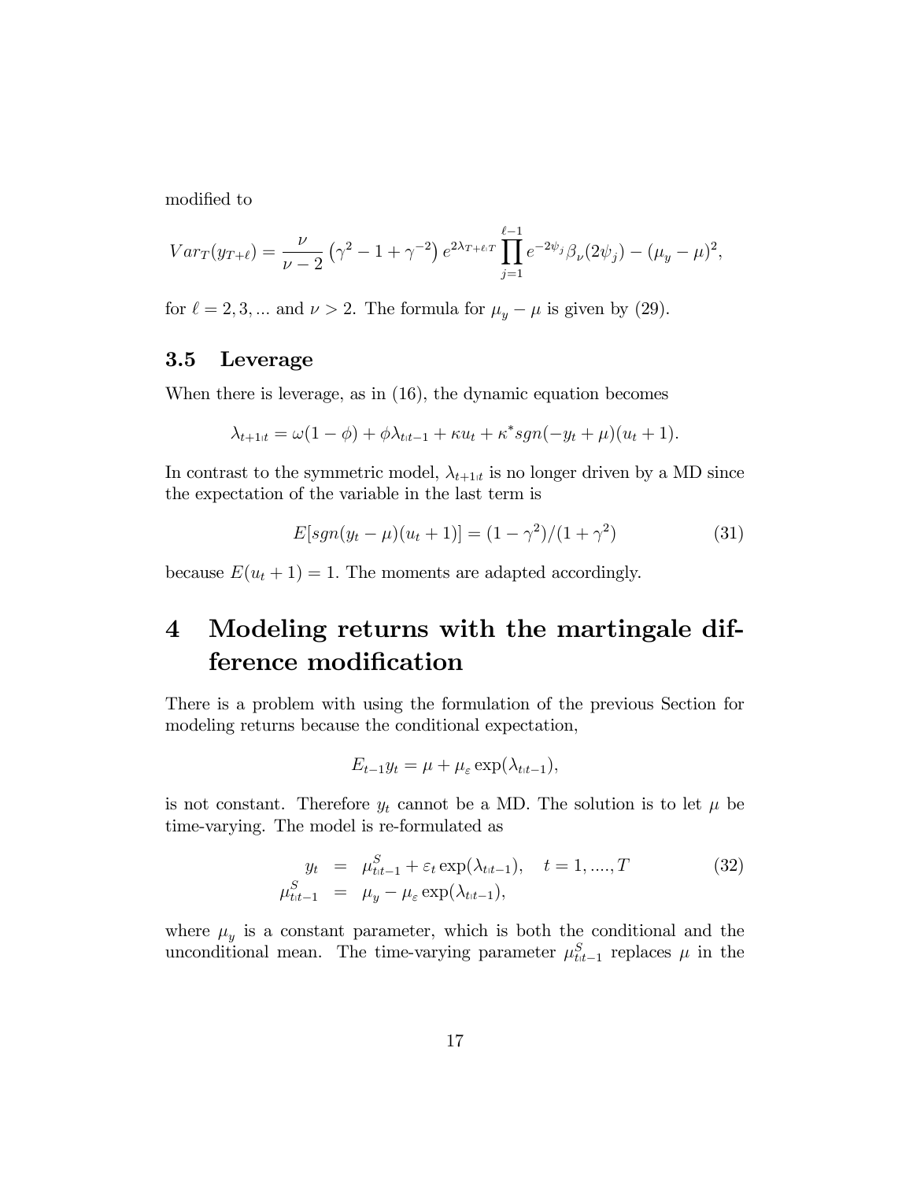modified to

$$Var_T(y_{T+\ell}) = \frac{\nu}{\nu-2}\left(\gamma^2 - 1 + \gamma^{-2}\right) e^{2\lambda_{T+\ell|T}} \prod_{j=1}^{\ell-1} e^{-2\psi_j} \beta_\nu(2\psi_j) - (\mu_y - \mu)^2,$$

for $\ell = 2, 3, ...$ and $\nu > 2$. The formula for $\mu_y - \mu$ is given by (29).

### 3.5 Leverage

When there is leverage, as in (16), the dynamic equation becomes

$$\lambda_{t+1|t} = \omega(1-\phi) + \phi\lambda_{t|t-1} + \kappa u_t + \kappa^* sgn(-y_t + \mu)(u_t + 1).$$

In contrast to the symmetric model, $\lambda_{t+1|t}$ is no longer driven by a MD since the expectation of the variable in the last term is

$$E[sgn(y_t - \mu)(u_t + 1)] = (1-\gamma^2)/(1+\gamma^2) \tag{31}$$

because $E(u_t + 1) = 1$. The moments are adapted accordingly.

# 4 Modeling returns with the martingale difference modification

There is a problem with using the formulation of the previous Section for modeling returns because the conditional expectation,

$$E_{t-1} y_t = \mu + \mu_\varepsilon \exp(\lambda_{t|t-1}),$$

is not constant. Therefore $y_t$ cannot be a MD. The solution is to let $\mu$ be time-varying. The model is re-formulated as

$$\begin{aligned} y_t &= \mu^S_{t|t-1} + \varepsilon_t \exp(\lambda_{t|t-1}), \quad t = 1, ...., T \\ \mu^S_{t|t-1} &= \mu_y - \mu_\varepsilon \exp(\lambda_{t|t-1}), \end{aligned} \tag{32}$$

where $\mu_y$ is a constant parameter, which is both the conditional and the unconditional mean. The time-varying parameter $\mu^S_{t|t-1}$ replaces $\mu$ in the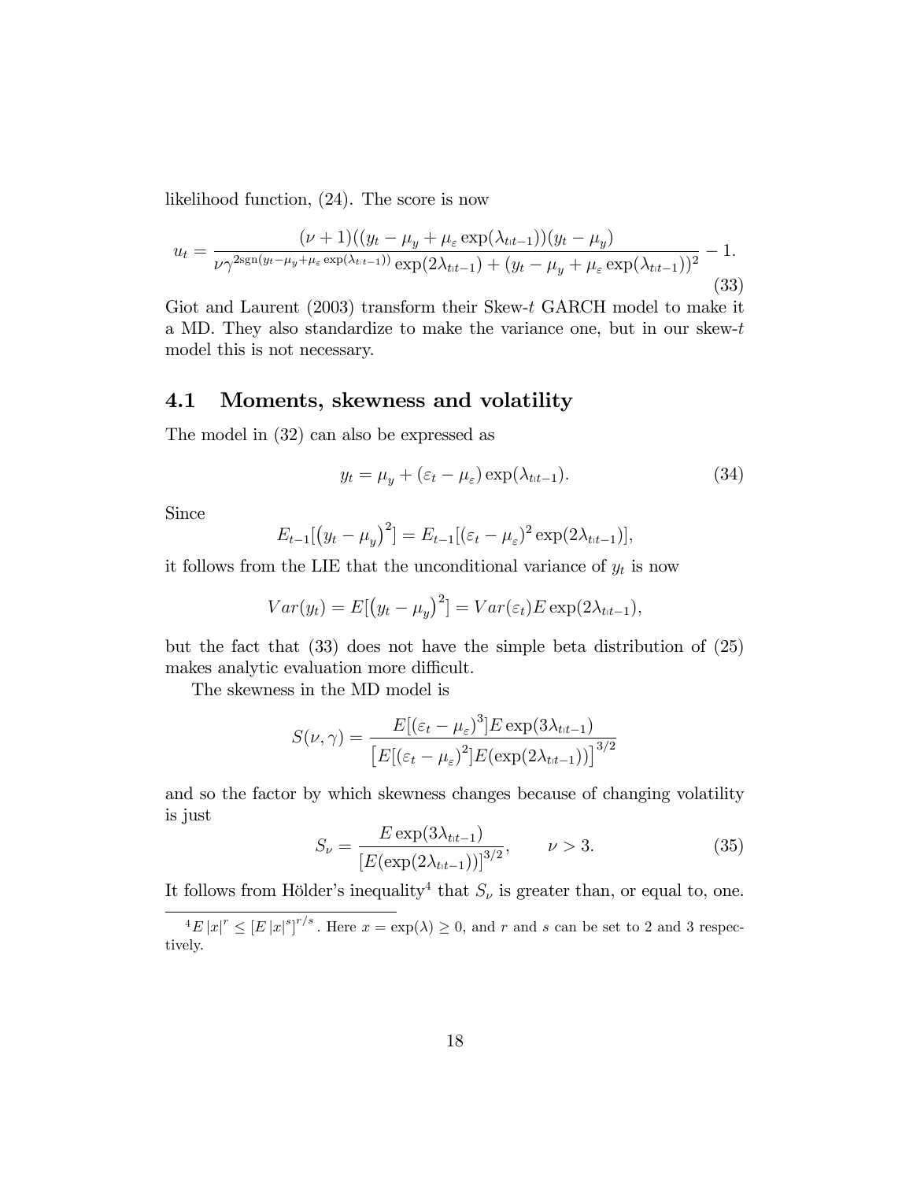likelihood function, (24). The score is now

$$u_t = \frac{(\nu+1)((y_t - \mu_y + \mu_\varepsilon \exp(\lambda_{t|t-1}))(y_t - \mu_y)}{\nu\gamma^{2\text{sgn}(y_t - \mu_y + \mu_\varepsilon \exp(\lambda_{t|t-1}))} \exp(2\lambda_{t|t-1}) + (y_t - \mu_y + \mu_\varepsilon \exp(\lambda_{t|t-1}))^2} - 1. \tag{33}$$

Giot and Laurent (2003) transform their Skew-$t$ GARCH model to make it a MD. They also standardize to make the variance one, but in our skew-$t$ model this is not necessary.

## 4.1 Moments, skewness and volatility

The model in (32) can also be expressed as

$$y_t = \mu_y + (\varepsilon_t - \mu_\varepsilon)\exp(\lambda_{t|t-1}). \tag{34}$$

Since

$$E_{t-1}[(y_t - \mu_y)^2] = E_{t-1}[(\varepsilon_t - \mu_\varepsilon)^2 \exp(2\lambda_{t|t-1})],$$

it follows from the LIE that the unconditional variance of $y_t$ is now

$$Var(y_t) = E[(y_t - \mu_y)^2] = Var(\varepsilon_t) E\exp(2\lambda_{t|t-1}),$$

but the fact that (33) does not have the simple beta distribution of (25) makes analytic evaluation more difficult.

The skewness in the MD model is

$$S(\nu,\gamma) = \frac{E[(\varepsilon_t - \mu_\varepsilon)^3] E\exp(3\lambda_{t|t-1})}{\left[E[(\varepsilon_t - \mu_\varepsilon)^2] E(\exp(2\lambda_{t|t-1}))\right]^{3/2}}$$

and so the factor by which skewness changes because of changing volatility is just

$$S_\nu = \frac{E\exp(3\lambda_{t|t-1})}{\left[E(\exp(2\lambda_{t|t-1}))\right]^{3/2}}, \qquad \nu > 3. \tag{35}$$

It follows from Hölder's inequality[4] that $S_\nu$ is greater than, or equal to, one.

[4] $E|x|^r \leq [E|x|^s]^{r/s}$. Here $x = \exp(\lambda) \geq 0$, and $r$ and $s$ can be set to 2 and 3 respectively.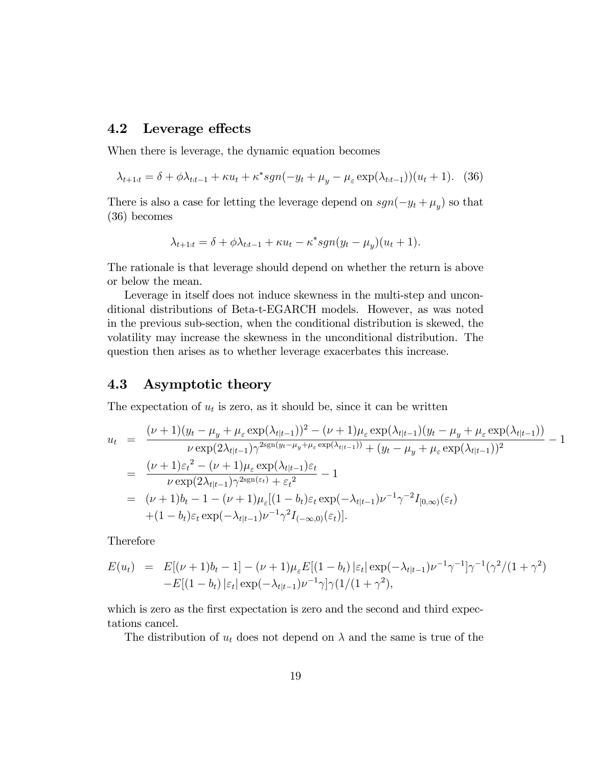## 4.2 Leverage effects

When there is leverage, the dynamic equation becomes

$$\lambda_{t+1|t} = \delta + \phi\lambda_{t|t-1} + \kappa u_t + \kappa^* sgn(-y_t + \mu_y - \mu_\varepsilon \exp(\lambda_{t|t-1}))(u_t + 1). \quad (36)$$

There is also a case for letting the leverage depend on $sgn(-y_t + \mu_y)$ so that (36) becomes

$$\lambda_{t+1|t} = \delta + \phi\lambda_{t|t-1} + \kappa u_t - \kappa^* sgn(y_t - \mu_y)(u_t + 1).$$

The rationale is that leverage should depend on whether the return is above or below the mean.

Leverage in itself does not induce skewness in the multi-step and unconditional distributions of Beta-t-EGARCH models. However, as was noted in the previous sub-section, when the conditional distribution is skewed, the volatility may increase the skewness in the unconditional distribution. The question then arises as to whether leverage exacerbates this increase.

## 4.3 Asymptotic theory

The expectation of $u_t$ is zero, as it should be, since it can be written

$$\begin{aligned}
u_t &= \frac{(\nu+1)(y_t - \mu_y + \mu_\varepsilon \exp(\lambda_{t|t-1}))^2 - (\nu+1)\mu_\varepsilon \exp(\lambda_{t|t-1})(y_t - \mu_y + \mu_\varepsilon \exp(\lambda_{t|t-1}))}{\nu \exp(2\lambda_{t|t-1})\gamma^{2\mathrm{sgn}(y_t - \mu_y + \mu_\varepsilon \exp(\lambda_{t|t-1}))} + (y_t - \mu_y + \mu_\varepsilon \exp(\lambda_{t|t-1}))^2} - 1 \\
&= \frac{(\nu+1)\varepsilon_t^2 - (\nu+1)\mu_\varepsilon \exp(\lambda_{t|t-1})\varepsilon_t}{\nu \exp(2\lambda_{t|t-1})\gamma^{2\mathrm{sgn}(\varepsilon_t)} + \varepsilon_t^2} - 1 \\
&= (\nu+1)b_t - 1 - (\nu+1)\mu_\varepsilon[(1-b_t)\varepsilon_t \exp(-\lambda_{t|t-1})\nu^{-1}\gamma^{-2} I_{[0,\infty)}(\varepsilon_t) \\
&\quad + (1-b_t)\varepsilon_t \exp(-\lambda_{t|t-1})\nu^{-1}\gamma^2 I_{(-\infty,0)}(\varepsilon_t)].
\end{aligned}$$

Therefore

$$\begin{aligned}
E(u_t) &= E[(\nu+1)b_t - 1] - (\nu+1)\mu_\varepsilon E[(1-b_t)\left|\varepsilon_t\right| \exp(-\lambda_{t|t-1})\nu^{-1}\gamma^{-1}]\gamma^{-1}(\gamma^2/(1+\gamma^2) \\
&\quad - E[(1-b_t)\left|\varepsilon_t\right| \exp(-\lambda_{t|t-1})\nu^{-1}\gamma]\gamma(1/(1+\gamma^2),
\end{aligned}$$

which is zero as the first expectation is zero and the second and third expectations cancel.

The distribution of $u_t$ does not depend on $\lambda$ and the same is true of the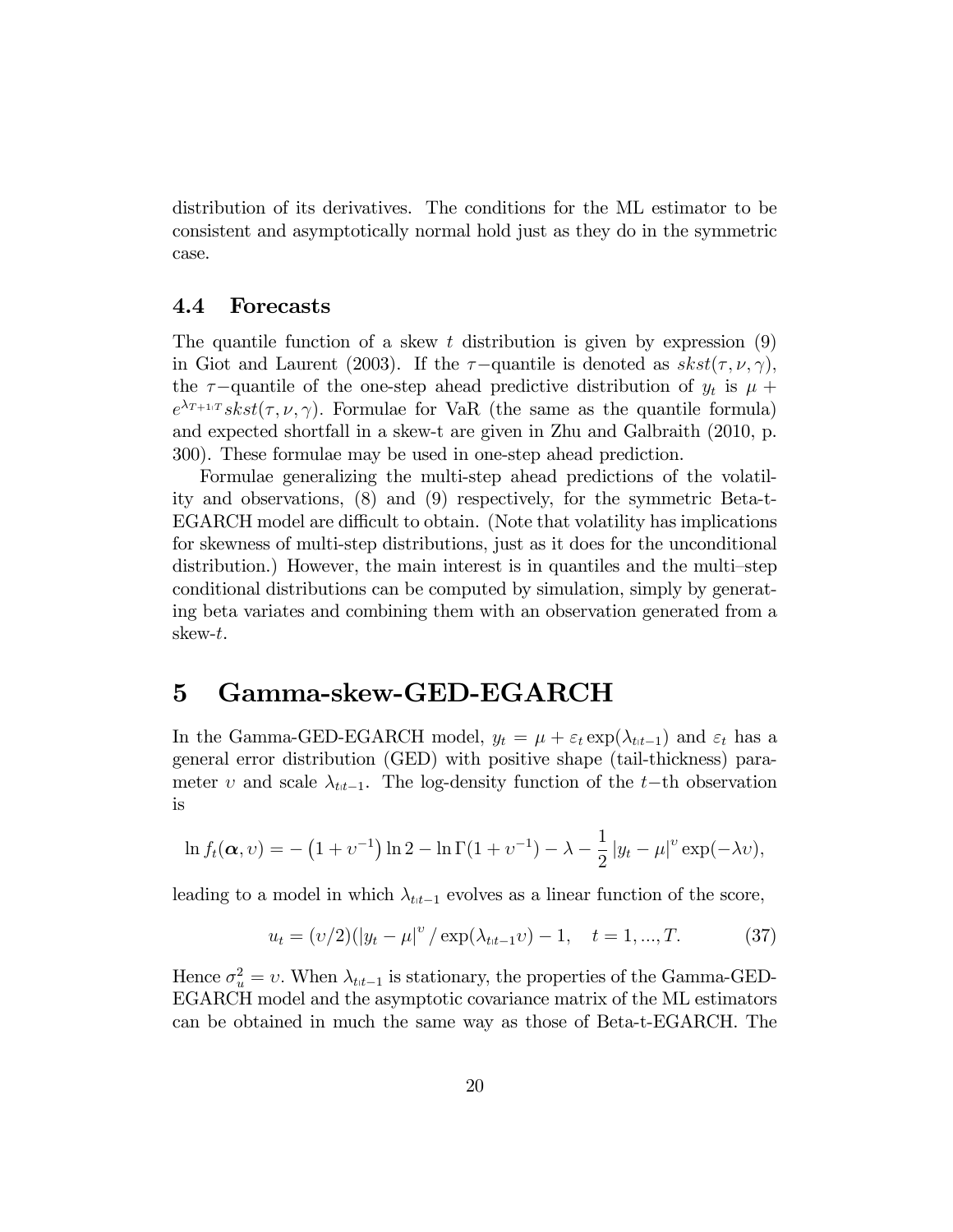distribution of its derivatives. The conditions for the ML estimator to be consistent and asymptotically normal hold just as they do in the symmetric case.

### 4.4 Forecasts

The quantile function of a skew $t$ distribution is given by expression (9) in Giot and Laurent (2003). If the $\tau-$quantile is denoted as $skst(\tau, \nu, \gamma)$, the $\tau-$quantile of the one-step ahead predictive distribution of $y_t$ is $\mu + e^{\lambda_{T+1|T}} skst(\tau, \nu, \gamma)$. Formulae for VaR (the same as the quantile formula) and expected shortfall in a skew-t are given in Zhu and Galbraith (2010, p. 300). These formulae may be used in one-step ahead prediction.

Formulae generalizing the multi-step ahead predictions of the volatility and observations, (8) and (9) respectively, for the symmetric Beta-t-EGARCH model are difficult to obtain. (Note that volatility has implications for skewness of multi-step distributions, just as it does for the unconditional distribution.) However, the main interest is in quantiles and the multi–step conditional distributions can be computed by simulation, simply by generating beta variates and combining them with an observation generated from a skew-$t$.

## 5 Gamma-skew-GED-EGARCH

In the Gamma-GED-EGARCH model, $y_t = \mu + \varepsilon_t \exp(\lambda_{t|t-1})$ and $\varepsilon_t$ has a general error distribution (GED) with positive shape (tail-thickness) parameter $\upsilon$ and scale $\lambda_{t|t-1}$. The log-density function of the $t-$th observation is

$$\ln f_t(\boldsymbol{\alpha}, \upsilon) = -\left(1 + \upsilon^{-1}\right) \ln 2 - \ln \Gamma(1 + \upsilon^{-1}) - \lambda - \frac{1}{2} \left| y_t - \mu \right|^{\upsilon} \exp(-\lambda \upsilon),$$

leading to a model in which $\lambda_{t|t-1}$ evolves as a linear function of the score,

$$u_t = (\upsilon/2)(\left| y_t - \mu \right|^{\upsilon} / \exp(\lambda_{t|t-1}\upsilon) - 1, \quad t = 1, ..., T. \tag{37}$$

Hence $\sigma_u^2 = \upsilon$. When $\lambda_{t|t-1}$ is stationary, the properties of the Gamma-GED-EGARCH model and the asymptotic covariance matrix of the ML estimators can be obtained in much the same way as those of Beta-t-EGARCH. The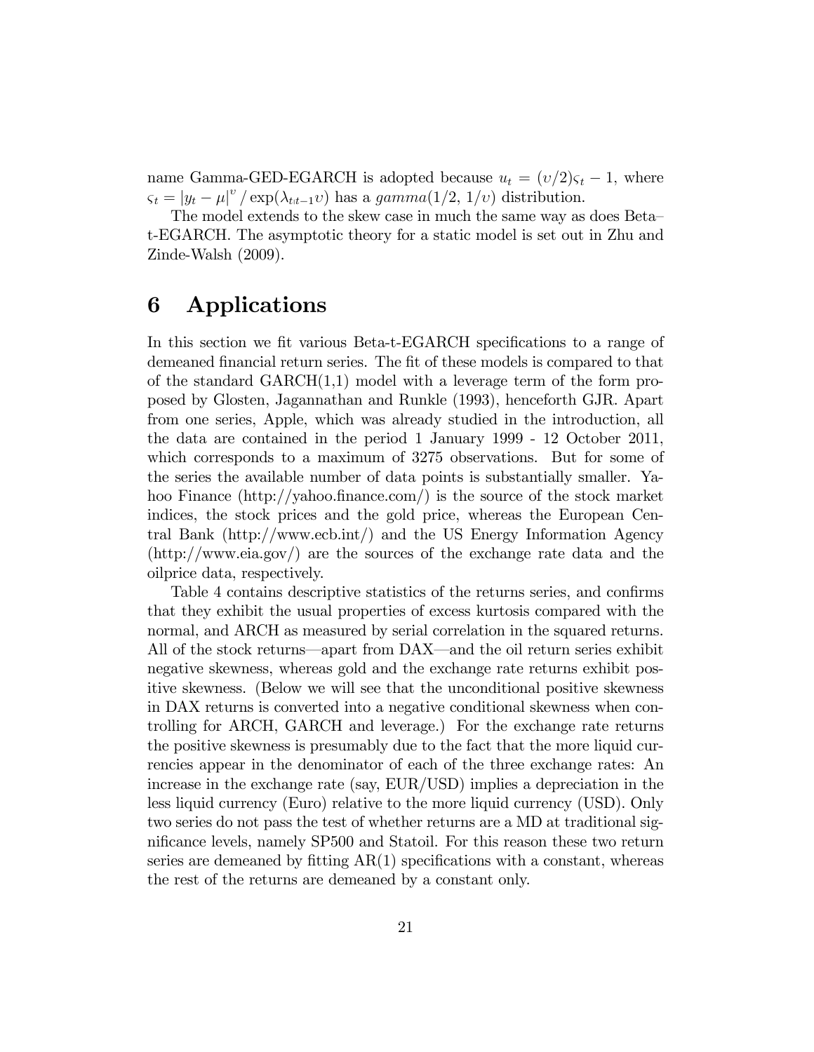name Gamma-GED-EGARCH is adopted because $u_t = (\upsilon/2)\varsigma_t - 1$, where $\varsigma_t = |y_t - \mu|^{\upsilon} / \exp(\lambda_{t|t-1}\upsilon)$ has a $gamma(1/2, 1/\upsilon)$ distribution.

The model extends to the skew case in much the same way as does Beta–t-EGARCH. The asymptotic theory for a static model is set out in Zhu and Zinde-Walsh (2009).

# 6 Applications

In this section we fit various Beta-t-EGARCH specifications to a range of demeaned financial return series. The fit of these models is compared to that of the standard GARCH(1,1) model with a leverage term of the form proposed by Glosten, Jagannathan and Runkle (1993), henceforth GJR. Apart from one series, Apple, which was already studied in the introduction, all the data are contained in the period 1 January 1999 - 12 October 2011, which corresponds to a maximum of 3275 observations. But for some of the series the available number of data points is substantially smaller. Yahoo Finance (http://yahoo.finance.com/) is the source of the stock market indices, the stock prices and the gold price, whereas the European Central Bank (http://www.ecb.int/) and the US Energy Information Agency (http://www.eia.gov/) are the sources of the exchange rate data and the oilprice data, respectively.

Table 4 contains descriptive statistics of the returns series, and confirms that they exhibit the usual properties of excess kurtosis compared with the normal, and ARCH as measured by serial correlation in the squared returns. All of the stock returns—apart from DAX—and the oil return series exhibit negative skewness, whereas gold and the exchange rate returns exhibit positive skewness. (Below we will see that the unconditional positive skewness in DAX returns is converted into a negative conditional skewness when controlling for ARCH, GARCH and leverage.) For the exchange rate returns the positive skewness is presumably due to the fact that the more liquid currencies appear in the denominator of each of the three exchange rates: An increase in the exchange rate (say, EUR/USD) implies a depreciation in the less liquid currency (Euro) relative to the more liquid currency (USD). Only two series do not pass the test of whether returns are a MD at traditional significance levels, namely SP500 and Statoil. For this reason these two return series are demeaned by fitting AR(1) specifications with a constant, whereas the rest of the returns are demeaned by a constant only.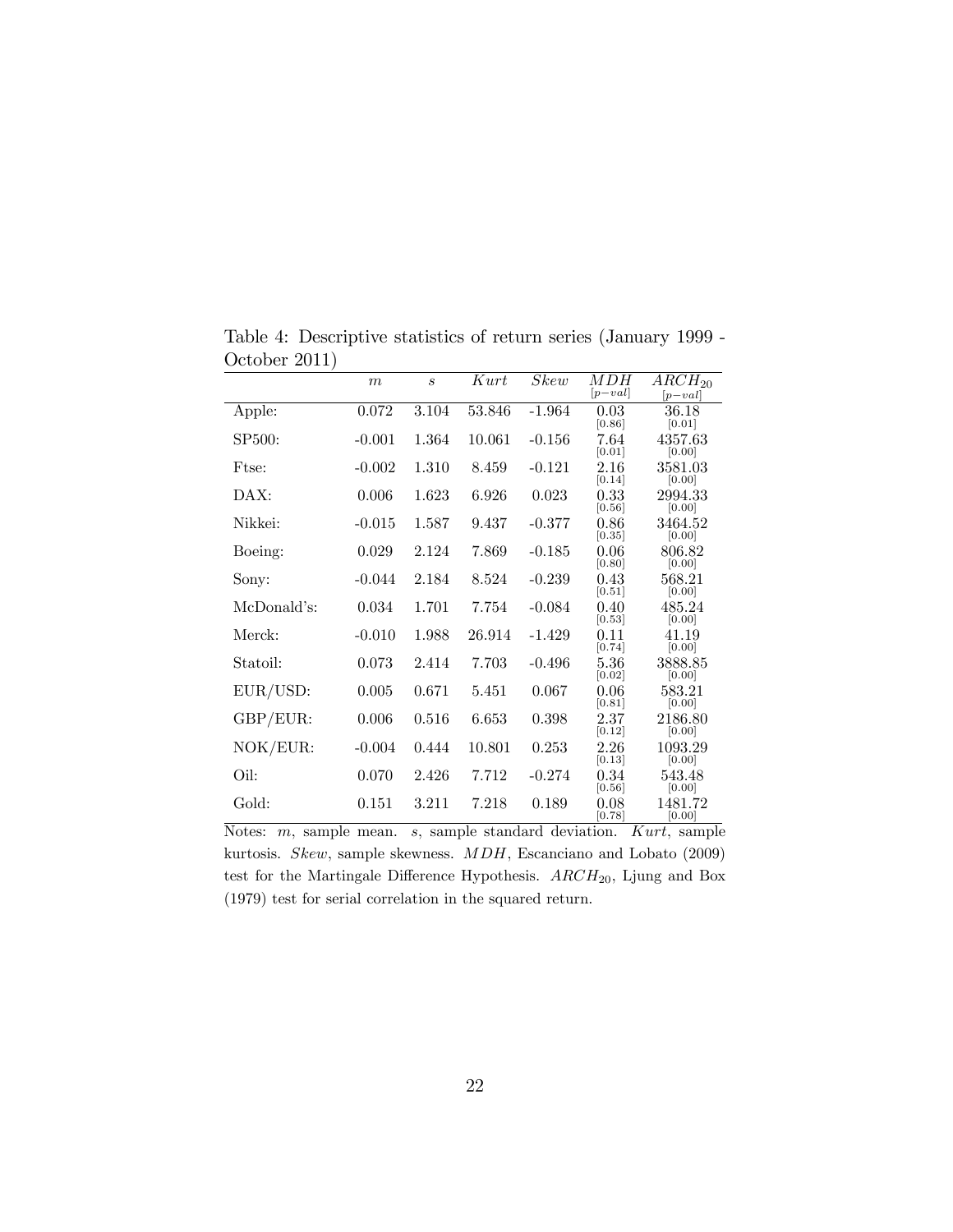Table 4: Descriptive statistics of return series (January 1999 - October 2011)

| | $m$ | $s$ | $Kurt$ | $Skew$ | $MDH$ $[p-val]$ | $ARCH_{20}$ $[p-val]$ |
|---|---|---|---|---|---|---|
| Apple: | 0.072 | 3.104 | 53.846 | -1.964 | 0.03 [0.86] | 36.18 [0.01] |
| SP500: | -0.001 | 1.364 | 10.061 | -0.156 | 7.64 [0.01] | 4357.63 [0.00] |
| Ftse: | -0.002 | 1.310 | 8.459 | -0.121 | 2.16 [0.14] | 3581.03 [0.00] |
| DAX: | 0.006 | 1.623 | 6.926 | 0.023 | 0.33 [0.56] | 2994.33 [0.00] |
| Nikkei: | -0.015 | 1.587 | 9.437 | -0.377 | 0.86 [0.35] | 3464.52 [0.00] |
| Boeing: | 0.029 | 2.124 | 7.869 | -0.185 | 0.06 [0.80] | 806.82 [0.00] |
| Sony: | -0.044 | 2.184 | 8.524 | -0.239 | 0.43 [0.51] | 568.21 [0.00] |
| McDonald's: | 0.034 | 1.701 | 7.754 | -0.084 | 0.40 [0.53] | 485.24 [0.00] |
| Merck: | -0.010 | 1.988 | 26.914 | -1.429 | 0.11 [0.74] | 41.19 [0.00] |
| Statoil: | 0.073 | 2.414 | 7.703 | -0.496 | 5.36 [0.02] | 3888.85 [0.00] |
| EUR/USD: | 0.005 | 0.671 | 5.451 | 0.067 | 0.06 [0.81] | 583.21 [0.00] |
| GBP/EUR: | 0.006 | 0.516 | 6.653 | 0.398 | 2.37 [0.12] | 2186.80 [0.00] |
| NOK/EUR: | -0.004 | 0.444 | 10.801 | 0.253 | 2.26 [0.13] | 1093.29 [0.00] |
| Oil: | 0.070 | 2.426 | 7.712 | -0.274 | 0.34 [0.56] | 543.48 [0.00] |
| Gold: | 0.151 | 3.211 | 7.218 | 0.189 | 0.08 [0.78] | 1481.72 [0.00] |

Notes: $m$, sample mean. $s$, sample standard deviation. $Kurt$, sample kurtosis. $Skew$, sample skewness. $MDH$, Escanciano and Lobato (2009) test for the Martingale Difference Hypothesis. $ARCH_{20}$, Ljung and Box (1979) test for serial correlation in the squared return.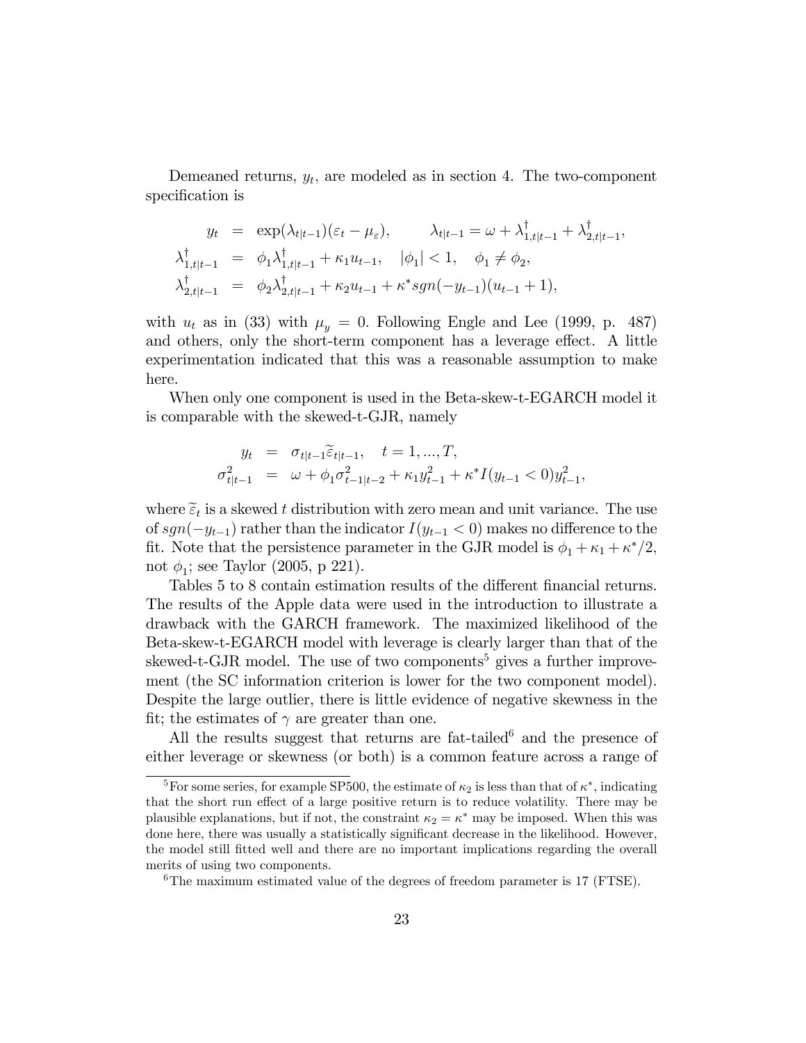Demeaned returns, $y_t$, are modeled as in section 4. The two-component specification is

$$
\begin{aligned}
y_t &= \exp(\lambda_{t|t-1})(\varepsilon_t - \mu_\varepsilon), \qquad \lambda_{t|t-1} = \omega + \lambda^{\dagger}_{1,t|t-1} + \lambda^{\dagger}_{2,t|t-1}, \\
\lambda^{\dagger}_{1,t|t-1} &= \phi_1 \lambda^{\dagger}_{1,t|t-1} + \kappa_1 u_{t-1}, \quad |\phi_1| < 1, \quad \phi_1 \neq \phi_2, \\
\lambda^{\dagger}_{2,t|t-1} &= \phi_2 \lambda^{\dagger}_{2,t|t-1} + \kappa_2 u_{t-1} + \kappa^* sgn(-y_{t-1})(u_{t-1} + 1),
\end{aligned}
$$

with $u_t$ as in (33) with $\mu_y = 0$. Following Engle and Lee (1999, p. 487) and others, only the short-term component has a leverage effect. A little experimentation indicated that this was a reasonable assumption to make here.

When only one component is used in the Beta-skew-t-EGARCH model it is comparable with the skewed-t-GJR, namely

$$
\begin{aligned}
y_t &= \sigma_{t|t-1} \widetilde{\varepsilon}_{t|t-1}, \quad t = 1, ..., T, \\
\sigma^2_{t|t-1} &= \omega + \phi_1 \sigma^2_{t-1|t-2} + \kappa_1 y^2_{t-1} + \kappa^* I(y_{t-1} < 0) y^2_{t-1},
\end{aligned}
$$

where $\widetilde{\varepsilon}_t$ is a skewed $t$ distribution with zero mean and unit variance. The use of $sgn(-y_{t-1})$ rather than the indicator $I(y_{t-1} < 0)$ makes no difference to the fit. Note that the persistence parameter in the GJR model is $\phi_1 + \kappa_1 + \kappa^*/2$, not $\phi_1$; see Taylor (2005, p 221).

Tables 5 to 8 contain estimation results of the different financial returns. The results of the Apple data were used in the introduction to illustrate a drawback with the GARCH framework. The maximized likelihood of the Beta-skew-t-EGARCH model with leverage is clearly larger than that of the skewed-t-GJR model. The use of two components[5] gives a further improvement (the SC information criterion is lower for the two component model). Despite the large outlier, there is little evidence of negative skewness in the fit; the estimates of $\gamma$ are greater than one.

All the results suggest that returns are fat-tailed[6] and the presence of either leverage or skewness (or both) is a common feature across a range of

[5] For some series, for example SP500, the estimate of $\kappa_2$ is less than that of $\kappa^*$, indicating that the short run effect of a large positive return is to reduce volatility. There may be plausible explanations, but if not, the constraint $\kappa_2 = \kappa^*$ may be imposed. When this was done here, there was usually a statistically significant decrease in the likelihood. However, the model still fitted well and there are no important implications regarding the overall merits of using two components.

[6] The maximum estimated value of the degrees of freedom parameter is 17 (FTSE).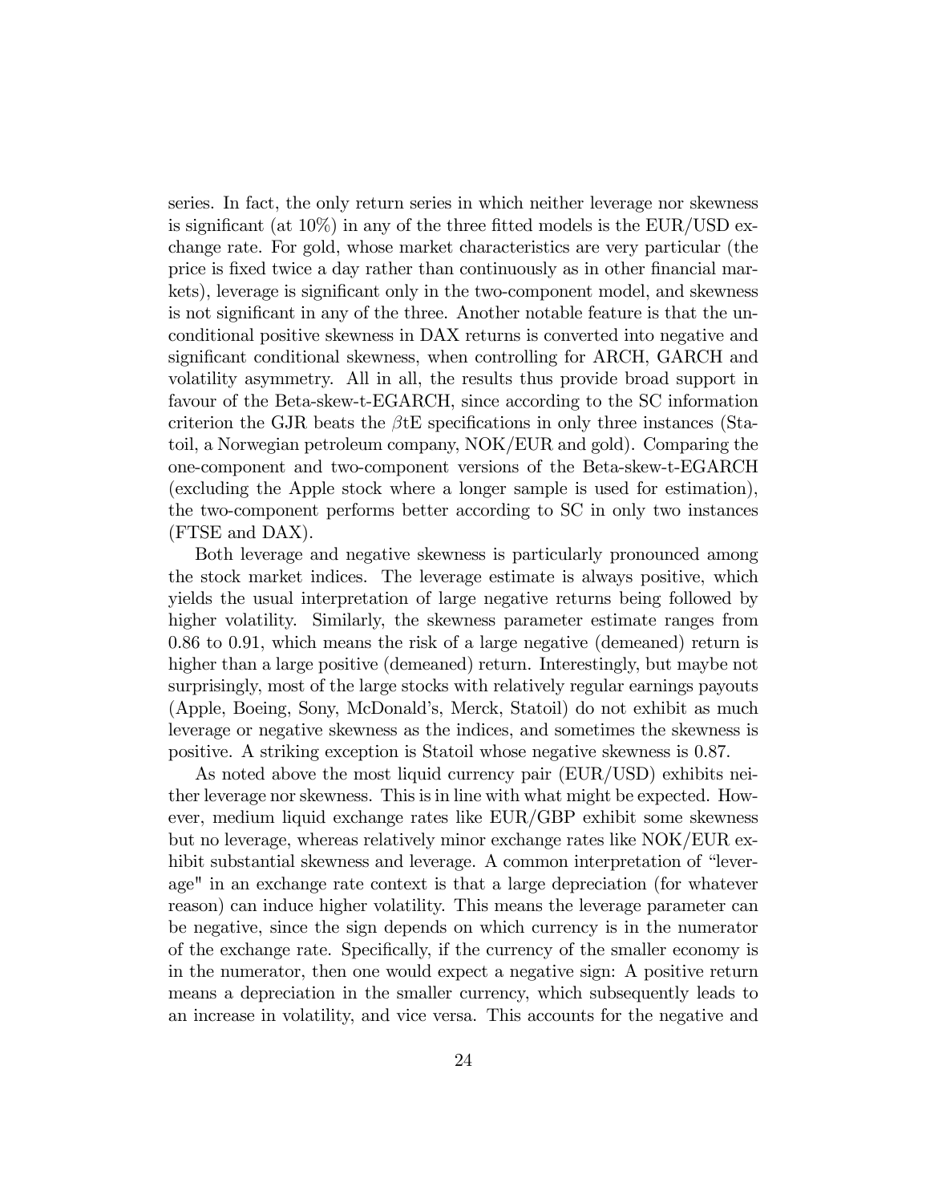series. In fact, the only return series in which neither leverage nor skewness is significant (at 10%) in any of the three fitted models is the EUR/USD exchange rate. For gold, whose market characteristics are very particular (the price is fixed twice a day rather than continuously as in other financial markets), leverage is significant only in the two-component model, and skewness is not significant in any of the three. Another notable feature is that the unconditional positive skewness in DAX returns is converted into negative and significant conditional skewness, when controlling for ARCH, GARCH and volatility asymmetry. All in all, the results thus provide broad support in favour of the Beta-skew-t-EGARCH, since according to the SC information criterion the GJR beats the $\beta$tE specifications in only three instances (Statoil, a Norwegian petroleum company, NOK/EUR and gold). Comparing the one-component and two-component versions of the Beta-skew-t-EGARCH (excluding the Apple stock where a longer sample is used for estimation), the two-component performs better according to SC in only two instances (FTSE and DAX).

Both leverage and negative skewness is particularly pronounced among the stock market indices. The leverage estimate is always positive, which yields the usual interpretation of large negative returns being followed by higher volatility. Similarly, the skewness parameter estimate ranges from 0.86 to 0.91, which means the risk of a large negative (demeaned) return is higher than a large positive (demeaned) return. Interestingly, but maybe not surprisingly, most of the large stocks with relatively regular earnings payouts (Apple, Boeing, Sony, McDonald's, Merck, Statoil) do not exhibit as much leverage or negative skewness as the indices, and sometimes the skewness is positive. A striking exception is Statoil whose negative skewness is 0.87.

As noted above the most liquid currency pair (EUR/USD) exhibits neither leverage nor skewness. This is in line with what might be expected. However, medium liquid exchange rates like EUR/GBP exhibit some skewness but no leverage, whereas relatively minor exchange rates like NOK/EUR exhibit substantial skewness and leverage. A common interpretation of "leverage" in an exchange rate context is that a large depreciation (for whatever reason) can induce higher volatility. This means the leverage parameter can be negative, since the sign depends on which currency is in the numerator of the exchange rate. Specifically, if the currency of the smaller economy is in the numerator, then one would expect a negative sign: A positive return means a depreciation in the smaller currency, which subsequently leads to an increase in volatility, and vice versa. This accounts for the negative and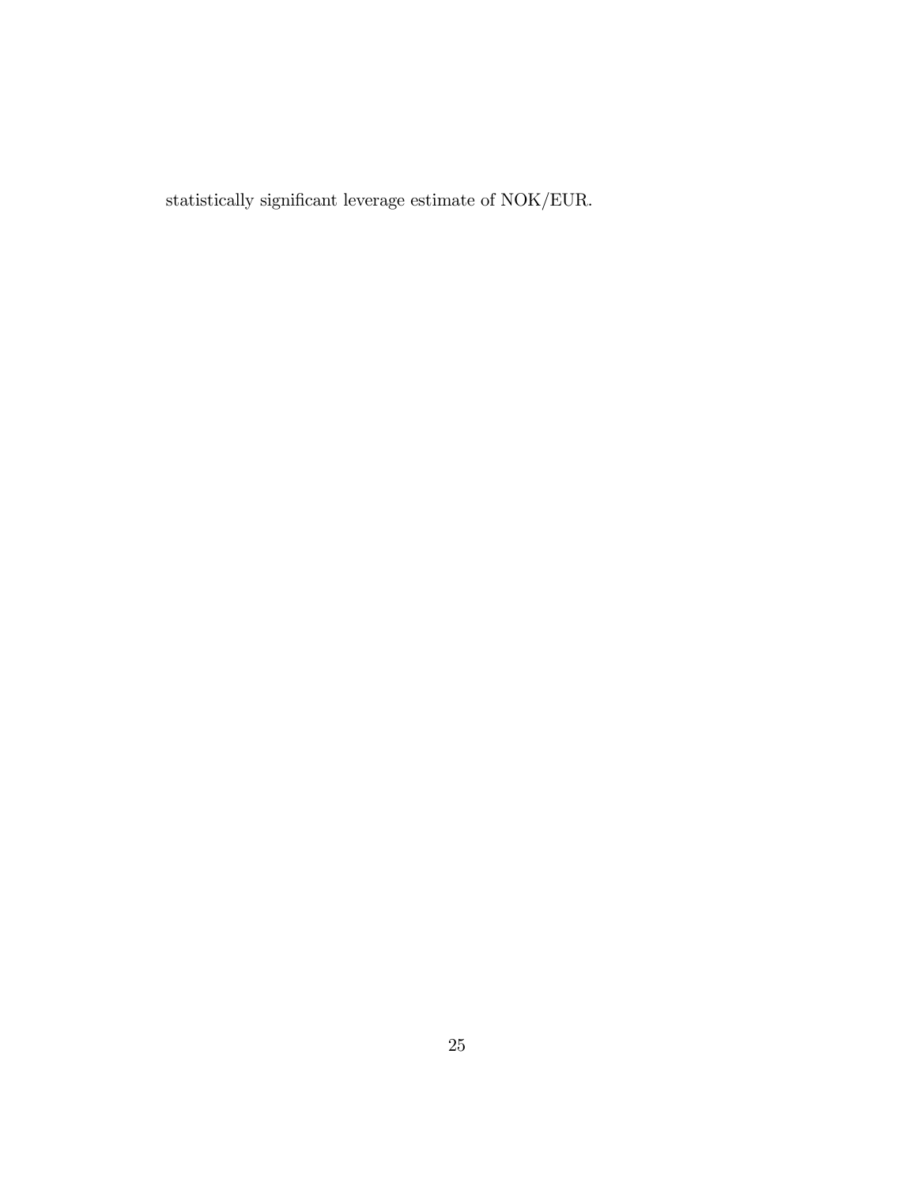statistically significant leverage estimate of NOK/EUR.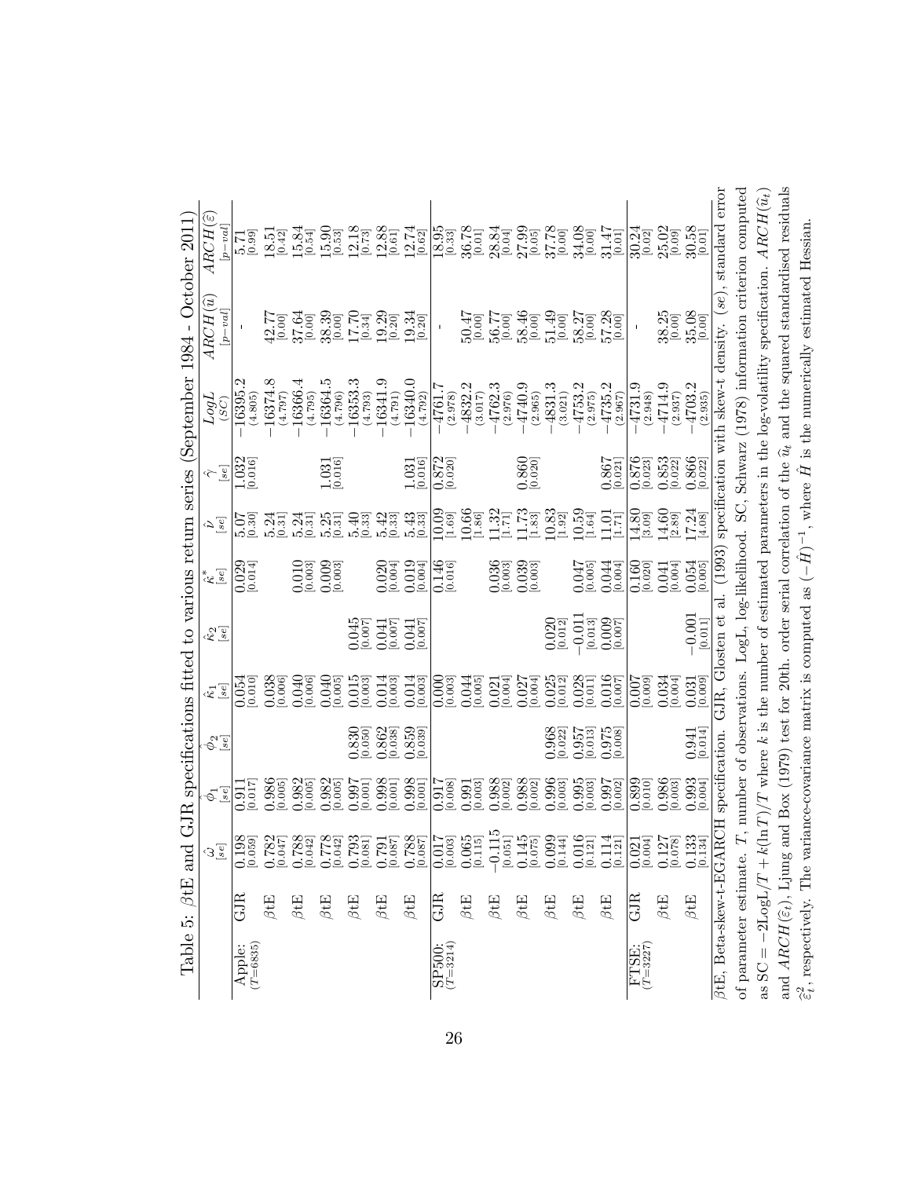Table 5: $\beta$tE and GJR specifications fitted to various return series (September 1984 - October 2011)

| | | $\hat{\omega}$ [se] | $\hat{\phi}_1$ [se] | $\hat{\phi}_2$ [se] | $\hat{\kappa}_1$ [se] | $\hat{\kappa}_2$ [se] | $\hat{\kappa}^*$ [se] | $\hat{\nu}$ [se] | $\hat{\gamma}$ [se] | $LogL$ (SC) | $ARCH(\hat{u})$ [p-val] | $ARCH(\hat{\varepsilon})$ [p-val] |
|---|---|---|---|---|---|---|---|---|---|---|---|---|
| Apple: ($T$=6835) | GJR | 0.198 [0.059] | 0.911 [0.017] | | 0.054 [0.010] | | 0.029 [0.014] | 5.07 [0.30] | 1.032 [0.016] | −16395.2 (4.805) | - | 5.71 [0.99] |
| | $\beta$tE | 0.782 [0.047] | 0.986 [0.005] | | 0.038 [0.006] | | | 5.24 [0.31] | | −16374.8 (4.797) | 42.77 [0.00] | 18.51 [0.42] |
| | $\beta$tE | 0.788 [0.042] | 0.982 [0.005] | | 0.040 [0.006] | | 0.010 [0.003] | 5.24 [0.31] | | −16366.4 (4.795) | 37.64 [0.00] | 15.84 [0.54] |
| | $\beta$tE | 0.778 [0.042] | 0.982 [0.005] | | 0.040 [0.005] | | 0.009 [0.003] | 5.25 [0.31] | 1.031 [0.016] | −16364.5 (4.796) | 38.39 [0.00] | 15.90 [0.53] |
| | $\beta$tE | 0.793 [0.081] | 0.997 [0.001] | 0.830 [0.050] | 0.015 [0.003] | 0.045 [0.007] | | 5.40 [0.33] | | −16353.3 (4.793) | 17.70 [0.34] | 12.18 [0.73] |
| | $\beta$tE | 0.791 [0.087] | 0.998 [0.001] | 0.862 [0.038] | 0.014 [0.003] | 0.041 [0.007] | 0.020 [0.004] | 5.42 [0.33] | | −16341.9 (4.791) | 19.29 [0.20] | 12.88 [0.61] |
| | $\beta$tE | 0.788 [0.087] | 0.998 [0.001] | 0.859 [0.039] | 0.014 [0.003] | 0.041 [0.007] | 0.019 [0.004] | 5.43 [0.33] | 1.031 [0.016] | −16340.0 (4.792) | 19.34 [0.20] | 12.74 [0.62] |
| SP500: ($T$=3214) | GJR | 0.017 [0.003] | 0.917 [0.008] | | 0.000 [0.003] | | 0.146 [0.016] | 10.09 [1.69] | 0.872 [0.020] | −4761.7 (2.978) | - | 18.95 [0.33] |
| | $\beta$tE | 0.065 [0.115] | 0.991 [0.003] | | 0.044 [0.005] | | | 10.66 [1.86] | | −4832.2 (3.017) | 50.47 [0.00] | 36.78 [0.01] |
| | $\beta$tE | −0.115 [0.051] | 0.988 [0.002] | | 0.021 [0.004] | | 0.036 [0.003] | 11.32 [1.71] | | −4762.3 (2.976) | 56.77 [0.00] | 28.84 [0.04] |
| | $\beta$tE | 0.145 [0.075] | 0.988 [0.002] | | 0.027 [0.004] | | 0.039 [0.003] | 11.73 [1.83] | 0.860 [0.020] | −4740.9 (2.965) | 58.46 [0.00] | 27.99 [0.05] |
| | $\beta$tE | 0.099 [0.144] | 0.996 [0.003] | 0.968 [0.022] | 0.025 [0.012] | 0.020 [0.012] | | 10.83 [1.92] | | −4831.3 (3.021) | 51.49 [0.00] | 37.78 [0.00] |
| | $\beta$tE | 0.016 [0.121] | 0.995 [0.003] | 0.957 [0.013] | 0.028 [0.011] | −0.011 [0.013] | 0.047 [0.005] | 10.59 [1.64] | | −4753.2 (2.975) | 58.27 [0.00] | 34.08 [0.00] |
| | $\beta$tE | 0.114 [0.121] | 0.997 [0.002] | 0.975 [0.008] | 0.016 [0.007] | 0.009 [0.007] | 0.044 [0.004] | 11.01 [1.71] | 0.867 [0.021] | −4735.2 (2.967) | 57.28 [0.00] | 31.47 [0.01] |
| FTSE: ($T$=3227) | GJR | 0.021 [0.004] | 0.899 [0.010] | | 0.007 [0.009] | | 0.160 [0.020] | 14.80 [3.09] | 0.876 [0.023] | −4731.9 (2.948) | - | 30.24 [0.02] |
| | $\beta$tE | 0.127 [0.078] | 0.986 [0.003] | | 0.034 [0.004] | | 0.041 [0.004] | 14.60 [2.89] | 0.853 [0.022] | −4714.9 (2.937) | 38.25 [0.00] | 25.02 [0.09] |
| | $\beta$tE | 0.133 [0.134] | 0.993 [0.004] | 0.941 [0.014] | 0.031 [0.009] | −0.001 [0.011] | 0.054 [0.005] | 17.24 [4.08] | 0.866 [0.022] | −4703.2 (2.935) | 35.08 [0.00] | 30.58 [0.01] |

$\beta$tE, Beta-skew-t-EGARCH specification. GJR, Glosten et al. (1993) specification with skew-t density. (*se*), standard error of parameter estimate. $T$, number of observations. LogL, log-likelihood. SC, Schwarz (1978) information criterion computed as SC $= -2\text{LogL}/T + k(\ln T)/T$ where $k$ is the number of estimated parameters in the log-volatility specification. $ARCH(\hat{u}_t)$ and $ARCH(\hat{\varepsilon}_t)$, Ljung and Box (1979) test for 20th. order serial correlation of the $\hat{u}_t$ and the squared standardised residuals $\hat{\varepsilon}_t^2$, respectively. The variance-covariance matrix is computed as $(-\hat{H})^{-1}$, where $\hat{H}$ is the numerically estimated Hessian.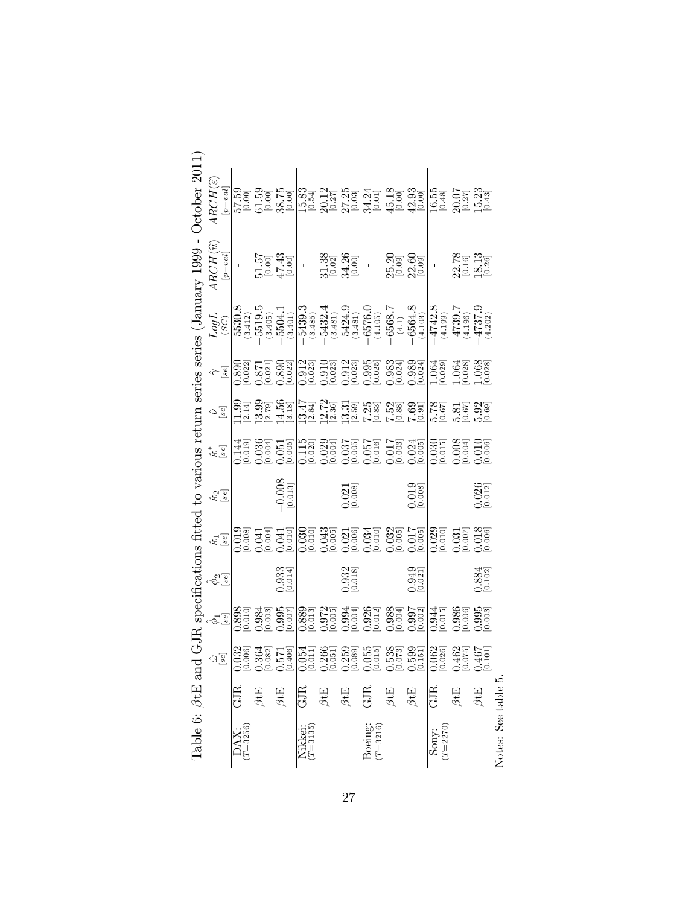Table 6: $\beta$tE and GJR specifications fitted to various return series series (January 1999 - October 2011)

| | | $\hat{\omega}$ $[se]$ | $\hat{\phi}_1$ $[se]$ | $\hat{\phi}_2$ $[se]$ | $\hat{\kappa}_1$ $[se]$ | $\hat{\kappa}_2$ $[se]$ | $\hat{\kappa}^*$ $[se]$ | $\hat{\nu}$ $[se]$ | $\hat{\gamma}$ $[se]$ | $LogL$ $(SC)$ | $ARCH(\hat{u})$ $[p-val]$ | $ARCH(\hat{\varepsilon})$ $[p-val]$ |
|---|---|---|---|---|---|---|---|---|---|---|---|---|
| DAX: $(T=3256)$ | GJR | 0.032 [0.006] | 0.898 [0.010] | | 0.019 [0.008] | | 0.144 [0.019] | 11.99 [2.14] | 0.890 [0.022] | −5530.8 (3.412) | - | 57.59 [0.00] |
| | $\beta$tE | 0.364 [0.082] | 0.984 [0.003] | | 0.041 [0.004] | | 0.036 [0.004] | 13.99 [2.79] | 0.871 [0.021] | −5519.5 (3.405) | 51.57 [0.00] | 61.59 [0.00] |
| | $\beta$tE | 0.571 [0.406] | 0.995 [0.007] | 0.933 [0.014] | 0.041 [0.010] | −0.008 [0.013] | 0.051 [0.005] | 14.56 [3.18] | 0.890 [0.022] | −5504.1 (3.401) | 47.43 [0.00] | 38.75 [0.00] |
| Nikkei: $(T=3135)$ | GJR | 0.054 [0.011] | 0.889 [0.013] | | 0.030 [0.010] | | 0.115 [0.020] | 13.47 [2.84] | 0.912 [0.023] | −5439.3 (3.485) | - | 15.83 [0.54] |
| | $\beta$tE | 0.266 [0.051] | 0.972 [0.005] | | 0.043 [0.005] | | 0.029 [0.004] | 12.72 [2.36] | 0.910 [0.023] | −5432.4 (3.481) | 31.38 [0.02] | 20.12 [0.27] |
| | $\beta$tE | 0.259 [0.089] | 0.994 [0.004] | 0.932 [0.018] | 0.021 [0.006] | 0.021 [0.008] | 0.037 [0.005] | 13.31 [2.59] | 0.912 [0.023] | −5424.9 (3.481) | 34.26 [0.00] | 27.25 [0.03] |
| Boeing: $(T=3216)$ | GJR | 0.055 [0.015] | 0.926 [0.012] | | 0.034 [0.010] | | 0.057 [0.016] | 7.25 [0.83] | 0.995 [0.025] | −6576.0 (4.105) | - | 34.24 [0.01] |
| | $\beta$tE | 0.538 [0.073] | 0.988 [0.004] | | 0.032 [0.005] | | 0.017 [0.003] | 7.52 [0.88] | 0.983 [0.024] | −6568.7 (4.1) | 25.20 [0.09] | 45.18 [0.00] |
| | $\beta$tE | 0.599 [0.151] | 0.997 [0.002] | 0.949 [0.021] | 0.017 [0.005] | 0.019 [0.008] | 0.024 [0.005] | 7.69 [0.91] | 0.989 [0.024] | −6564.8 (4.103) | 22.60 [0.09] | 42.93 [0.00] |
| Sony: $(T=2270)$ | GJR | 0.062 [0.026] | 0.944 [0.015] | | 0.029 [0.010] | | 0.030 [0.015] | 5.78 [0.67] | 1.064 [0.029] | −4742.8 (4.199) | - | 16.55 [0.48] |
| | $\beta$tE | 0.462 [0.075] | 0.986 [0.006] | | 0.031 [0.007] | | 0.008 [0.004] | 5.81 [0.67] | 1.064 [0.028] | −4739.7 (4.196) | 22.78 [0.16] | 20.07 [0.27] |
| | $\beta$tE | 0.467 [0.101] | 0.995 [0.003] | 0.884 [0.102] | 0.018 [0.006] | 0.026 [0.012] | 0.010 [0.006] | 5.92 [0.69] | 1.068 [0.028] | −4737.9 (4.202) | 18.13 [0.26] | 15.23 [0.43] |

Notes: See table 5.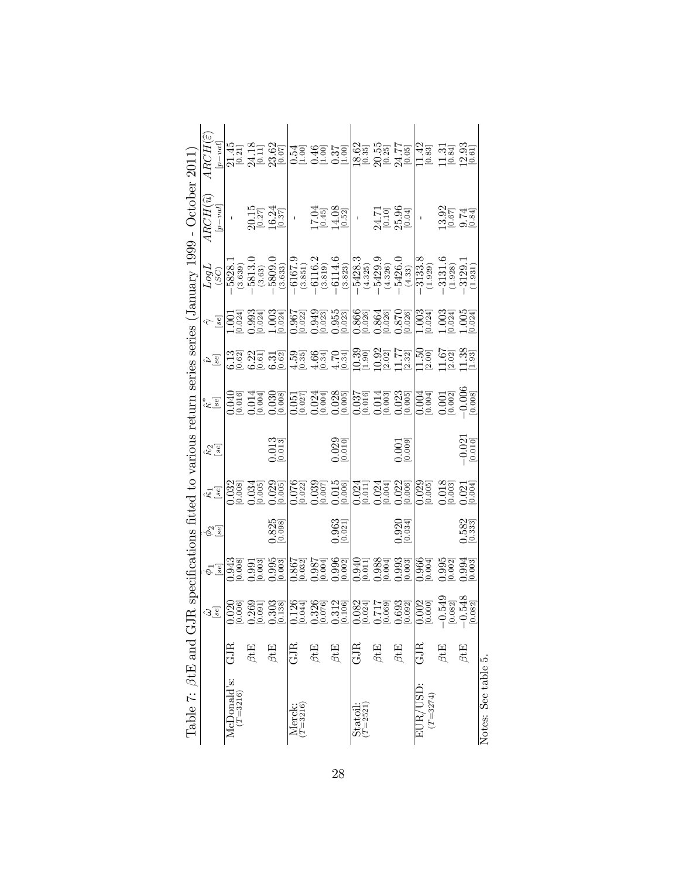Table 7: $\beta$tE and GJR specifications fitted to various return series series (January 1999 - October 2011)

| | | $\hat{\omega}$ $[se]$ | $\hat{\phi}_1$ $[se]$ | $\hat{\phi}_2$ $[se]$ | $\hat{\kappa}_1$ $[se]$ | $\hat{\kappa}_2$ $[se]$ | $\hat{\kappa}^*$ $[se]$ | $\hat{\nu}$ $[se]$ | $\hat{\gamma}$ $[se]$ | $LogL$ $(SC)$ | $ARCH(\hat{u})$ $[p-val]$ | $ARCH(\hat{\varepsilon})$ $[p-val]$ |
|---|---|---|---|---|---|---|---|---|---|---|---|---|
| McDonald's: $(T=3216)$ | GJR | 0.020 [0.006] | 0.943 [0.008] | | 0.032 [0.008] | | 0.040 [0.016] | 6.13 [0.62] | 1.001 [0.024] | −5828.1 (3.639) | - | 21.45 [0.21] |
| | $\beta$tE | 0.269 [0.091] | 0.991 [0.003] | | 0.034 [0.005] | | 0.014 [0.004] | 6.22 [0.61] | 0.993 [0.024] | −5813.0 (3.63) | 20.15 [0.27] | 24.18 [0.11] |
| | $\beta$tE | 0.303 [0.138] | 0.995 [0.003] | 0.825 [0.098] | 0.029 [0.005] | 0.013 [0.013] | 0.030 [0.008] | 6.31 [0.62] | 1.003 [0.024] | −5809.0 (3.633) | 16.24 [0.37] | 23.62 [0.07] |
| Merck: $(T=3216)$ | GJR | 0.126 [0.044] | 0.867 [0.032] | | 0.076 [0.022] | | 0.051 [0.027] | 4.59 [0.35] | 0.967 [0.022] | −6167.9 (3.851) | - | 0.54 [1.00] |
| | $\beta$tE | 0.326 [0.076] | 0.987 [0.004] | | 0.039 [0.007] | | 0.024 [0.004] | 4.66 [0.34] | 0.949 [0.023] | −6116.2 (3.819) | 17.04 [0.45] | 0.46 [1.00] |
| | $\beta$tE | 0.312 [0.106] | 0.996 [0.002] | 0.963 [0.021] | 0.015 [0.006] | 0.029 [0.010] | 0.028 [0.005] | 4.70 [0.34] | 0.955 [0.023] | −6114.6 (3.823) | 14.08 [0.52] | 0.37 [1.00] |
| Statoil: $(T=2521)$ | GJR | 0.082 [0.024] | 0.940 [0.011] | | 0.024 [0.011] | | 0.037 [0.016] | 10.39 [1.90] | 0.866 [0.026] | −5428.3 (4.325) | - | 18.62 [0.35] |
| | $\beta$tE | 0.717 [0.069] | 0.988 [0.004] | | 0.024 [0.004] | | 0.014 [0.003] | 10.92 [2.02] | 0.864 [0.026] | −5429.9 (4.326) | 24.71 [0.10] | 20.55 [0.25] |
| | $\beta$tE | 0.693 [0.092] | 0.993 [0.003] | 0.920 [0.034] | 0.022 [0.006] | 0.001 [0.009] | 0.023 [0.005] | 11.77 [2.32] | 0.870 [0.026] | −5426.0 (4.33) | 25.96 [0.04] | 24.77 [0.05] |
| EUR/USD: $(T=3274)$ | GJR | 0.002 [0.000] | 0.966 [0.004] | | 0.029 [0.005] | | 0.004 [0.004] | 11.50 [2.00] | 1.003 [0.024] | −3133.8 (1.929) | - | 11.42 [0.83] |
| | $\beta$tE | −0.549 [0.082] | 0.995 [0.002] | | 0.018 [0.003] | | 0.001 [0.002] | 11.67 [2.02] | 1.003 [0.024] | −3131.6 (1.928) | 13.92 [0.67] | 11.31 [0.84] |
| | $\beta$tE | −0.548 [0.082] | 0.994 [0.003] | 0.582 [0.333] | 0.021 [0.004] | −0.021 [0.010] | −0.006 [0.008] | 11.38 [1.93] | 1.005 [0.024] | −3129.1 (1.931) | 9.74 [0.84] | 12.93 [0.61] |

Notes: See table 5.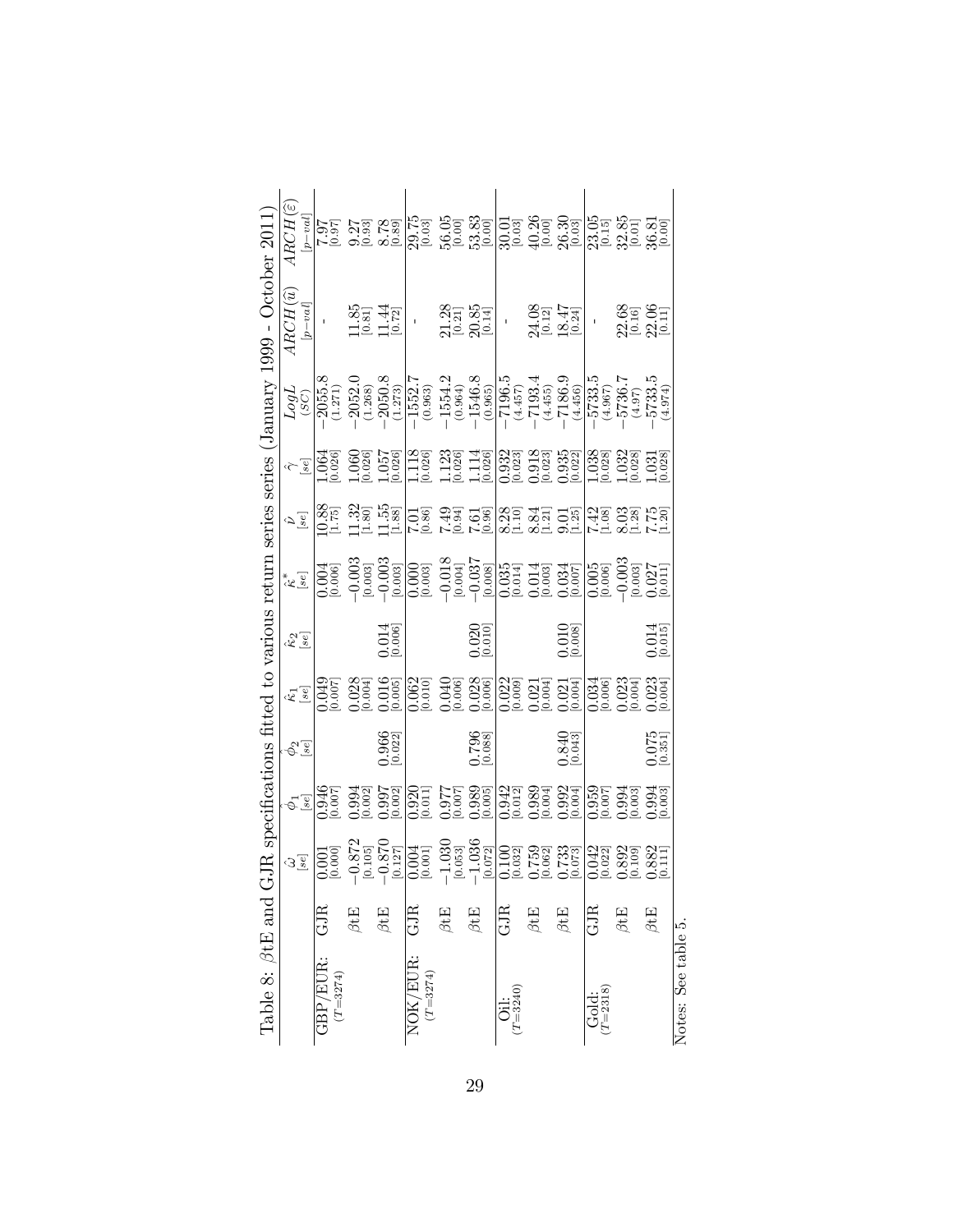Table 8: $\beta$tE and GJR specifications fitted to various return series series (January 1999 - October 2011)

| | | $\hat{\omega}$ [se] | $\hat{\phi}_1$ [se] | $\hat{\phi}_2$ [se] | $\hat{\kappa}_1$ [se] | $\hat{\kappa}_2$ [se] | $\hat{\kappa}^*$ [se] | $\hat{\nu}$ [se] | $\hat{\gamma}$ [se] | $LogL$ (SC) | $ARCH(\hat{u})$ [p-val] | $ARCH(\hat{\varepsilon})$ [p-val] |
|---|---|---|---|---|---|---|---|---|---|---|---|---|
| GBP/EUR: ($T$=3274) | GJR | 0.001 [0.000] | 0.946 [0.007] | | 0.049 [0.007] | | 0.004 [0.006] | 10.88 [1.75] | 1.064 [0.026] | −2055.8 (1.271) | - | 7.97 [0.97] |
| | $\beta$tE | −0.872 [0.105] | 0.994 [0.002] | | 0.028 [0.004] | | −0.003 [0.003] | 11.32 [1.80] | 1.060 [0.026] | −2052.0 (1.268) | 11.85 [0.81] | 9.27 [0.93] |
| | $\beta$tE | −0.870 [0.127] | 0.997 [0.002] | 0.966 [0.022] | 0.016 [0.005] | 0.014 [0.006] | −0.003 [0.003] | 11.55 [1.88] | 1.057 [0.026] | −2050.8 (1.273) | 11.44 [0.72] | 8.78 [0.89] |
| NOK/EUR: ($T$=3274) | GJR | 0.004 [0.001] | 0.920 [0.011] | | 0.062 [0.010] | | 0.000 [0.003] | 7.01 [0.86] | 1.118 [0.026] | −1552.7 (0.963) | - | 29.75 [0.03] |
| | $\beta$tE | −1.030 [0.053] | 0.977 [0.007] | | 0.040 [0.006] | | −0.018 [0.004] | 7.49 [0.94] | 1.123 [0.026] | −1554.2 (0.964) | 21.28 [0.21] | 56.05 [0.00] |
| | $\beta$tE | −1.036 [0.072] | 0.989 [0.005] | 0.796 [0.088] | 0.028 [0.006] | 0.020 [0.010] | −0.037 [0.008] | 7.61 [0.96] | 1.114 [0.026] | −1546.8 (0.965) | 20.85 [0.14] | 53.83 [0.00] |
| Oil: ($T$=3240) | GJR | 0.100 [0.032] | 0.942 [0.012] | | 0.022 [0.009] | | 0.035 [0.014] | 8.28 [1.10] | 0.932 [0.023] | −7196.5 (4.457) | - | 30.01 [0.03] |
| | $\beta$tE | 0.759 [0.062] | 0.989 [0.004] | | 0.021 [0.004] | | 0.014 [0.003] | 8.84 [1.21] | 0.918 [0.023] | −7193.4 (4.455) | 24.08 [0.12] | 40.26 [0.00] |
| | $\beta$tE | 0.733 [0.073] | 0.992 [0.004] | 0.840 [0.043] | 0.021 [0.004] | 0.010 [0.008] | 0.034 [0.007] | 9.01 [1.25] | 0.935 [0.022] | −7186.9 (4.456) | 18.47 [0.24] | 26.30 [0.03] |
| Gold: ($T$=2318) | GJR | 0.042 [0.022] | 0.959 [0.007] | | 0.034 [0.006] | | 0.005 [0.006] | 7.42 [1.08] | 1.038 [0.028] | −5733.5 (4.967) | - | 23.05 [0.15] |
| | $\beta$tE | 0.892 [0.109] | 0.994 [0.003] | | 0.023 [0.004] | | −0.003 [0.003] | 8.03 [1.28] | 1.032 [0.028] | −5736.7 (4.97) | 22.68 [0.16] | 32.85 [0.01] |
| | $\beta$tE | 0.882 [0.111] | 0.994 [0.003] | 0.075 [0.351] | 0.023 [0.004] | 0.014 [0.015] | 0.027 [0.011] | 7.75 [1.20] | 1.031 [0.028] | −5733.5 (4.974) | 22.06 [0.11] | 36.81 [0.00] |

Notes: See table 5.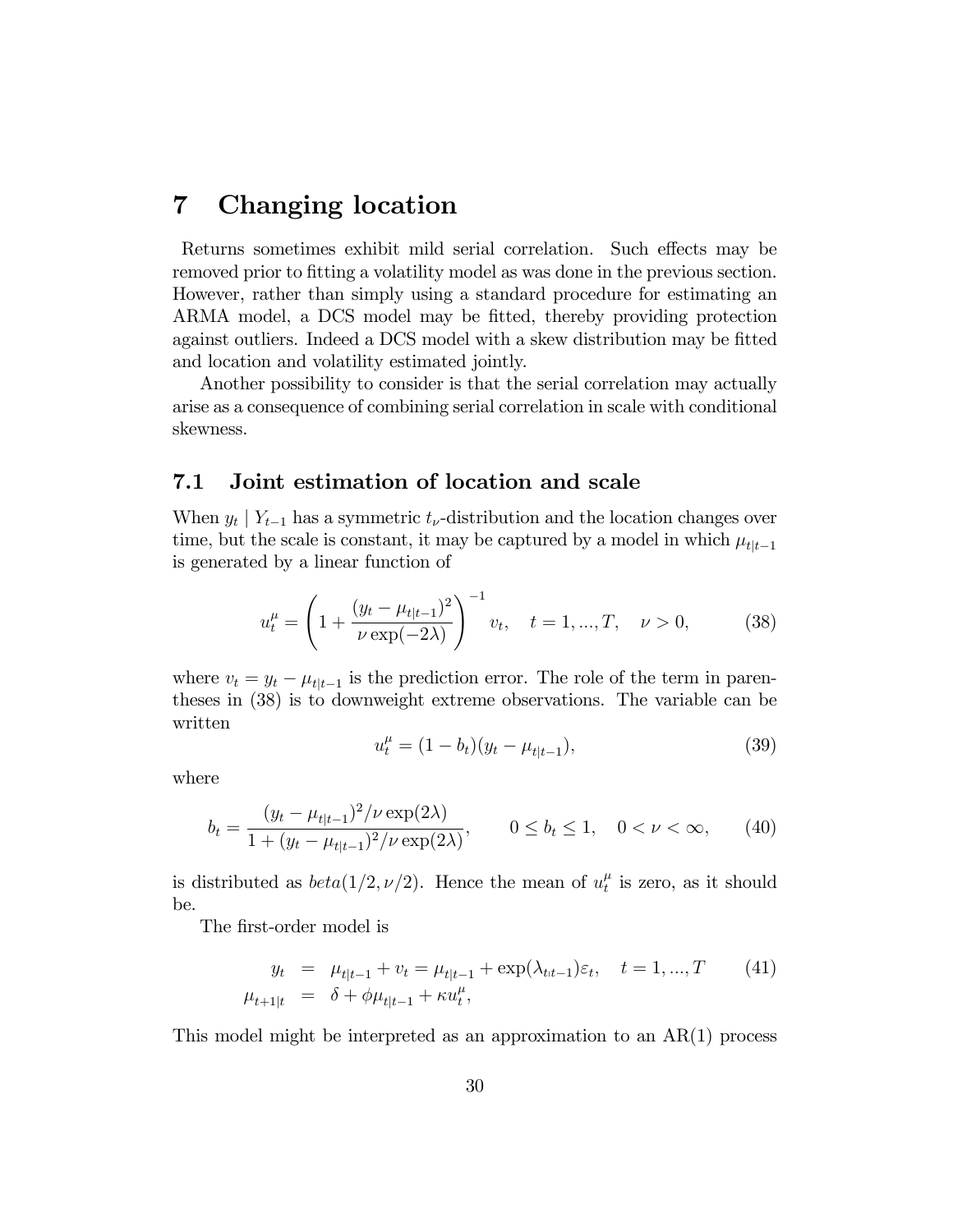# 7 Changing location

Returns sometimes exhibit mild serial correlation. Such effects may be removed prior to fitting a volatility model as was done in the previous section. However, rather than simply using a standard procedure for estimating an ARMA model, a DCS model may be fitted, thereby providing protection against outliers. Indeed a DCS model with a skew distribution may be fitted and location and volatility estimated jointly.

Another possibility to consider is that the serial correlation may actually arise as a consequence of combining serial correlation in scale with conditional skewness.

## 7.1 Joint estimation of location and scale

When $y_t \mid Y_{t-1}$ has a symmetric $t_\nu$-distribution and the location changes over time, but the scale is constant, it may be captured by a model in which $\mu_{t|t-1}$ is generated by a linear function of

$$u_t^\mu = \left(1 + \frac{(y_t - \mu_{t|t-1})^2}{\nu \exp(-2\lambda)}\right)^{-1} v_t, \quad t = 1, ..., T, \quad \nu > 0, \tag{38}$$

where $v_t = y_t - \mu_{t|t-1}$ is the prediction error. The role of the term in parentheses in (38) is to downweight extreme observations. The variable can be written

$$u_t^\mu = (1 - b_t)(y_t - \mu_{t|t-1}), \tag{39}$$

where

$$b_t = \frac{(y_t - \mu_{t|t-1})^2/\nu \exp(2\lambda)}{1 + (y_t - \mu_{t|t-1})^2/\nu \exp(2\lambda)}, \qquad 0 \leq b_t \leq 1, \quad 0 < \nu < \infty, \tag{40}$$

is distributed as $beta(1/2, \nu/2)$. Hence the mean of $u_t^\mu$ is zero, as it should be.

The first-order model is

$$\begin{aligned} y_t &= \mu_{t|t-1} + v_t = \mu_{t|t-1} + \exp(\lambda_{t|t-1})\varepsilon_t, \quad t = 1, ..., T \\ \mu_{t+1|t} &= \delta + \phi\mu_{t|t-1} + \kappa u_t^\mu, \end{aligned} \tag{41}$$

This model might be interpreted as an approximation to an AR(1) process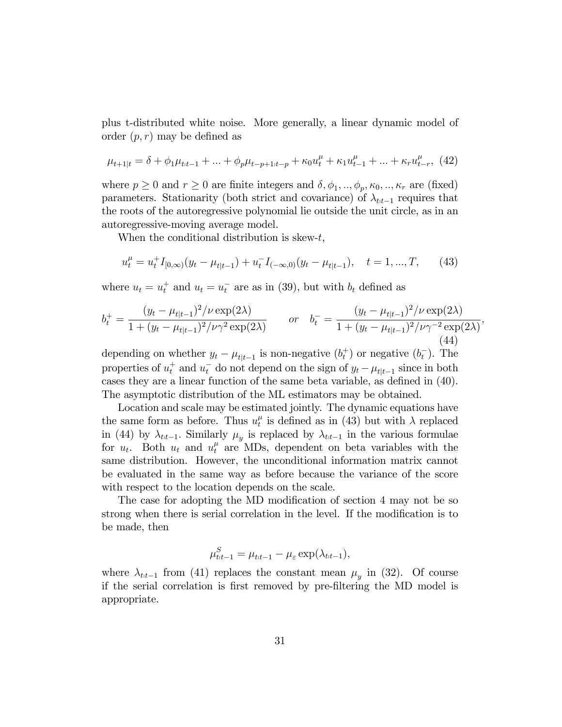plus t-distributed white noise. More generally, a linear dynamic model of order $(p, r)$ may be defined as

$$\mu_{t+1|t} = \delta + \phi_1 \mu_{t|t-1} + ... + \phi_p \mu_{t-p+1|t-p} + \kappa_0 u_t^{\mu} + \kappa_1 u_{t-1}^{\mu} + ... + \kappa_r u_{t-r}^{\mu}, \quad (42)$$

where $p \geq 0$ and $r \geq 0$ are finite integers and $\delta, \phi_1, .., \phi_p, \kappa_0, .., \kappa_r$ are (fixed) parameters. Stationarity (both strict and covariance) of $\lambda_{t|t-1}$ requires that the roots of the autoregressive polynomial lie outside the unit circle, as in an autoregressive-moving average model.

When the conditional distribution is skew-$t$,

$$u_t^{\mu} = u_t^{+} I_{[0,\infty)}(y_t - \mu_{t|t-1}) + u_t^{-} I_{(-\infty,0)}(y_t - \mu_{t|t-1}), \quad t = 1, ..., T, \quad (43)$$

where $u_t = u_t^{+}$ and $u_t = u_t^{-}$ are as in (39), but with $b_t$ defined as

$$b_t^{+} = \frac{(y_t - \mu_{t|t-1})^2 / \nu \exp(2\lambda)}{1 + (y_t - \mu_{t|t-1})^2 / \nu \gamma^2 \exp(2\lambda)} \qquad or \quad b_t^{-} = \frac{(y_t - \mu_{t|t-1})^2 / \nu \exp(2\lambda)}{1 + (y_t - \mu_{t|t-1})^2 / \nu \gamma^{-2} \exp(2\lambda)}, \quad (44)$$

depending on whether $y_t - \mu_{t|t-1}$ is non-negative ($b_t^{+}$) or negative ($b_t^{-}$). The properties of $u_t^{+}$ and $u_t^{-}$ do not depend on the sign of $y_t - \mu_{t|t-1}$ since in both cases they are a linear function of the same beta variable, as defined in (40). The asymptotic distribution of the ML estimators may be obtained.

Location and scale may be estimated jointly. The dynamic equations have the same form as before. Thus $u_t^{\mu}$ is defined as in (43) but with $\lambda$ replaced in (44) by $\lambda_{t|t-1}$. Similarly $\mu_y$ is replaced by $\lambda_{t|t-1}$ in the various formulae for $u_t$. Both $u_t$ and $u_t^{\mu}$ are MDs, dependent on beta variables with the same distribution. However, the unconditional information matrix cannot be evaluated in the same way as before because the variance of the score with respect to the location depends on the scale.

The case for adopting the MD modification of section 4 may not be so strong when there is serial correlation in the level. If the modification is to be made, then

$$\mu_{t|t-1}^{S} = \mu_{t|t-1} - \mu_{\varepsilon} \exp(\lambda_{t|t-1}),$$

where $\lambda_{t|t-1}$ from (41) replaces the constant mean $\mu_y$ in (32). Of course if the serial correlation is first removed by pre-filtering the MD model is appropriate.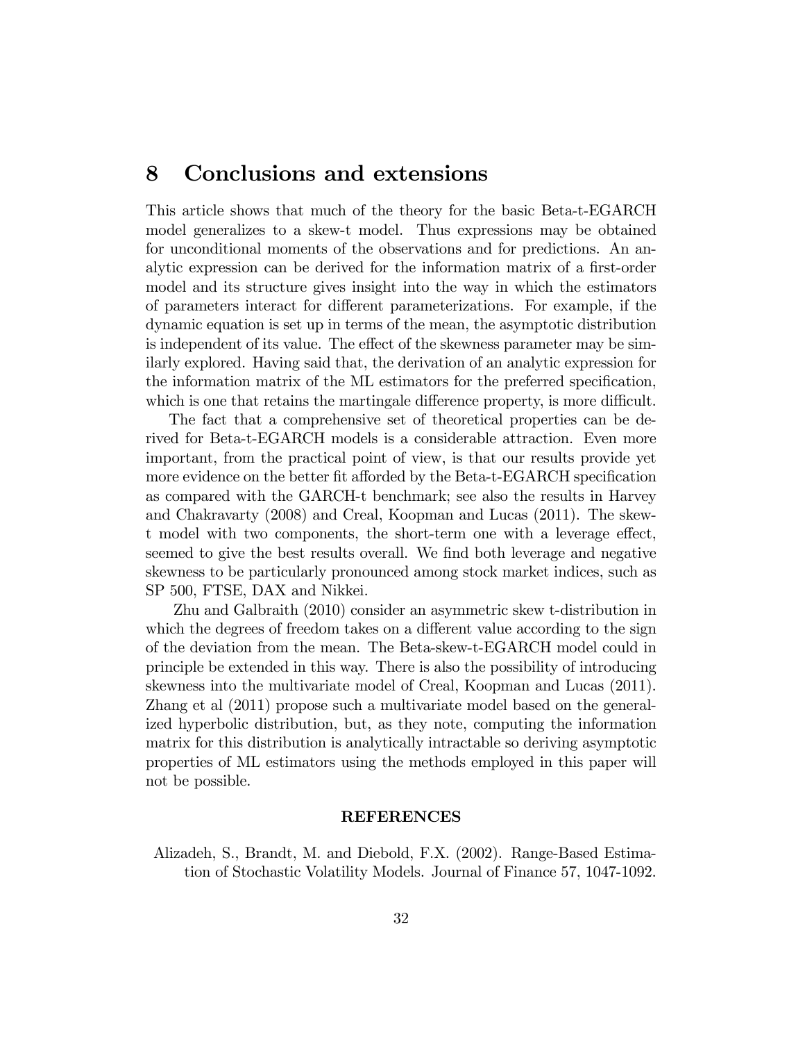## 8 Conclusions and extensions

This article shows that much of the theory for the basic Beta-t-EGARCH model generalizes to a skew-t model. Thus expressions may be obtained for unconditional moments of the observations and for predictions. An analytic expression can be derived for the information matrix of a first-order model and its structure gives insight into the way in which the estimators of parameters interact for different parameterizations. For example, if the dynamic equation is set up in terms of the mean, the asymptotic distribution is independent of its value. The effect of the skewness parameter may be similarly explored. Having said that, the derivation of an analytic expression for the information matrix of the ML estimators for the preferred specification, which is one that retains the martingale difference property, is more difficult.

The fact that a comprehensive set of theoretical properties can be derived for Beta-t-EGARCH models is a considerable attraction. Even more important, from the practical point of view, is that our results provide yet more evidence on the better fit afforded by the Beta-t-EGARCH specification as compared with the GARCH-t benchmark; see also the results in Harvey and Chakravarty (2008) and Creal, Koopman and Lucas (2011). The skew-t model with two components, the short-term one with a leverage effect, seemed to give the best results overall. We find both leverage and negative skewness to be particularly pronounced among stock market indices, such as SP 500, FTSE, DAX and Nikkei.

Zhu and Galbraith (2010) consider an asymmetric skew t-distribution in which the degrees of freedom takes on a different value according to the sign of the deviation from the mean. The Beta-skew-t-EGARCH model could in principle be extended in this way. There is also the possibility of introducing skewness into the multivariate model of Creal, Koopman and Lucas (2011). Zhang et al (2011) propose such a multivariate model based on the generalized hyperbolic distribution, but, as they note, computing the information matrix for this distribution is analytically intractable so deriving asymptotic properties of ML estimators using the methods employed in this paper will not be possible.

**REFERENCES**

Alizadeh, S., Brandt, M. and Diebold, F.X. (2002). Range-Based Estimation of Stochastic Volatility Models. Journal of Finance 57, 1047-1092.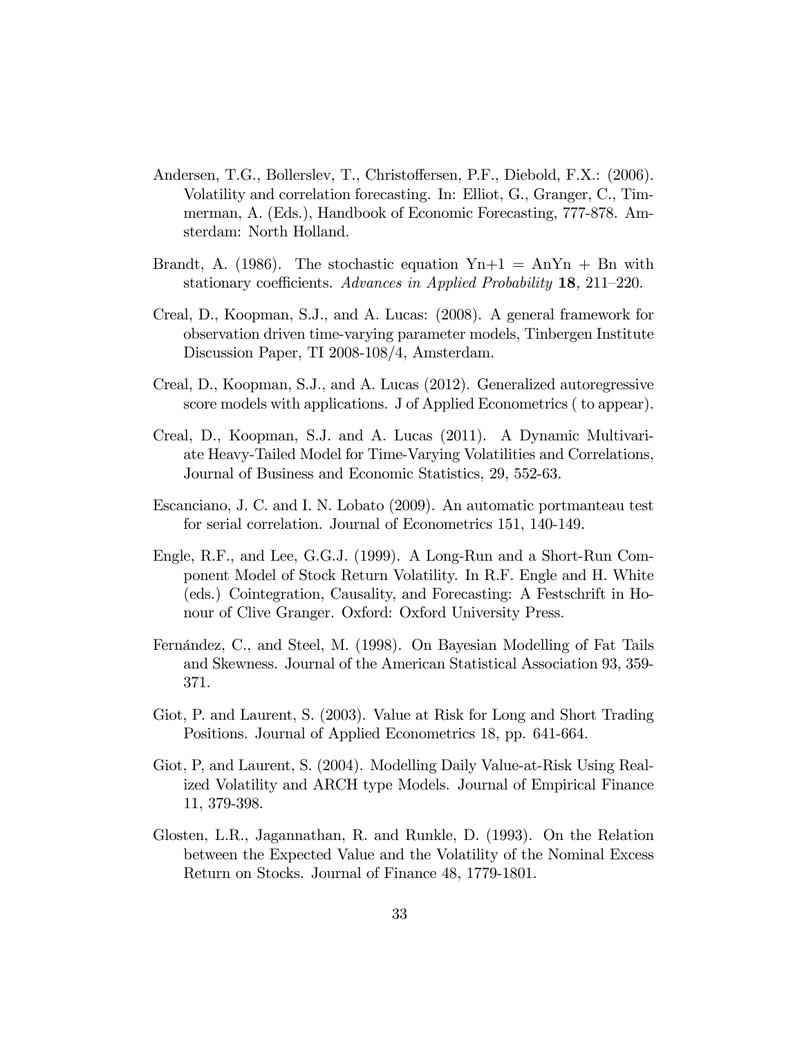Andersen, T.G., Bollerslev, T., Christoffersen, P.F., Diebold, F.X.: (2006). Volatility and correlation forecasting. In: Elliot, G., Granger, C., Timmerman, A. (Eds.), Handbook of Economic Forecasting, 777-878. Amsterdam: North Holland.

Brandt, A. (1986). The stochastic equation Yn+1 = AnYn + Bn with stationary coefficients. *Advances in Applied Probability* **18**, 211–220.

Creal, D., Koopman, S.J., and A. Lucas: (2008). A general framework for observation driven time-varying parameter models, Tinbergen Institute Discussion Paper, TI 2008-108/4, Amsterdam.

Creal, D., Koopman, S.J., and A. Lucas (2012). Generalized autoregressive score models with applications. J of Applied Econometrics ( to appear).

Creal, D., Koopman, S.J. and A. Lucas (2011). A Dynamic Multivariate Heavy-Tailed Model for Time-Varying Volatilities and Correlations, Journal of Business and Economic Statistics, 29, 552-63.

Escanciano, J. C. and I. N. Lobato (2009). An automatic portmanteau test for serial correlation. Journal of Econometrics 151, 140-149.

Engle, R.F., and Lee, G.G.J. (1999). A Long-Run and a Short-Run Component Model of Stock Return Volatility. In R.F. Engle and H. White (eds.) Cointegration, Causality, and Forecasting: A Festschrift in Honour of Clive Granger. Oxford: Oxford University Press.

Fernández, C., and Steel, M. (1998). On Bayesian Modelling of Fat Tails and Skewness. Journal of the American Statistical Association 93, 359-371.

Giot, P. and Laurent, S. (2003). Value at Risk for Long and Short Trading Positions. Journal of Applied Econometrics 18, pp. 641-664.

Giot, P, and Laurent, S. (2004). Modelling Daily Value-at-Risk Using Realized Volatility and ARCH type Models. Journal of Empirical Finance 11, 379-398.

Glosten, L.R., Jagannathan, R. and Runkle, D. (1993). On the Relation between the Expected Value and the Volatility of the Nominal Excess Return on Stocks. Journal of Finance 48, 1779-1801.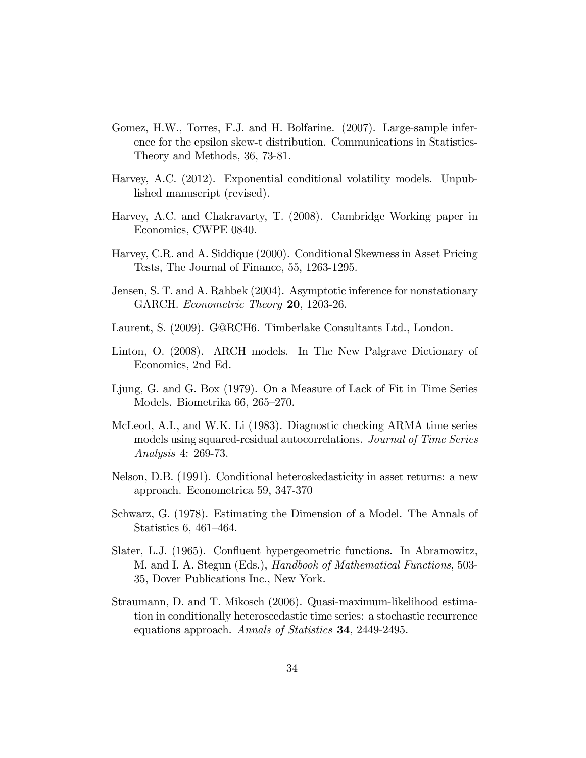Gomez, H.W., Torres, F.J. and H. Bolfarine. (2007). Large-sample inference for the epsilon skew-t distribution. Communications in Statistics-Theory and Methods, 36, 73-81.

Harvey, A.C. (2012). Exponential conditional volatility models. Unpublished manuscript (revised).

Harvey, A.C. and Chakravarty, T. (2008). Cambridge Working paper in Economics, CWPE 0840.

Harvey, C.R. and A. Siddique (2000). Conditional Skewness in Asset Pricing Tests, The Journal of Finance, 55, 1263-1295.

Jensen, S. T. and A. Rahbek (2004). Asymptotic inference for nonstationary GARCH. *Econometric Theory* **20**, 1203-26.

Laurent, S. (2009). G@RCH6. Timberlake Consultants Ltd., London.

Linton, O. (2008). ARCH models. In The New Palgrave Dictionary of Economics, 2nd Ed.

Ljung, G. and G. Box (1979). On a Measure of Lack of Fit in Time Series Models. Biometrika 66, 265–270.

McLeod, A.I., and W.K. Li (1983). Diagnostic checking ARMA time series models using squared-residual autocorrelations. *Journal of Time Series Analysis* 4: 269-73.

Nelson, D.B. (1991). Conditional heteroskedasticity in asset returns: a new approach. Econometrica 59, 347-370

Schwarz, G. (1978). Estimating the Dimension of a Model. The Annals of Statistics 6, 461–464.

Slater, L.J. (1965). Confluent hypergeometric functions. In Abramowitz, M. and I. A. Stegun (Eds.), *Handbook of Mathematical Functions*, 503-35, Dover Publications Inc., New York.

Straumann, D. and T. Mikosch (2006). Quasi-maximum-likelihood estimation in conditionally heteroscedastic time series: a stochastic recurrence equations approach. *Annals of Statistics* **34**, 2449-2495.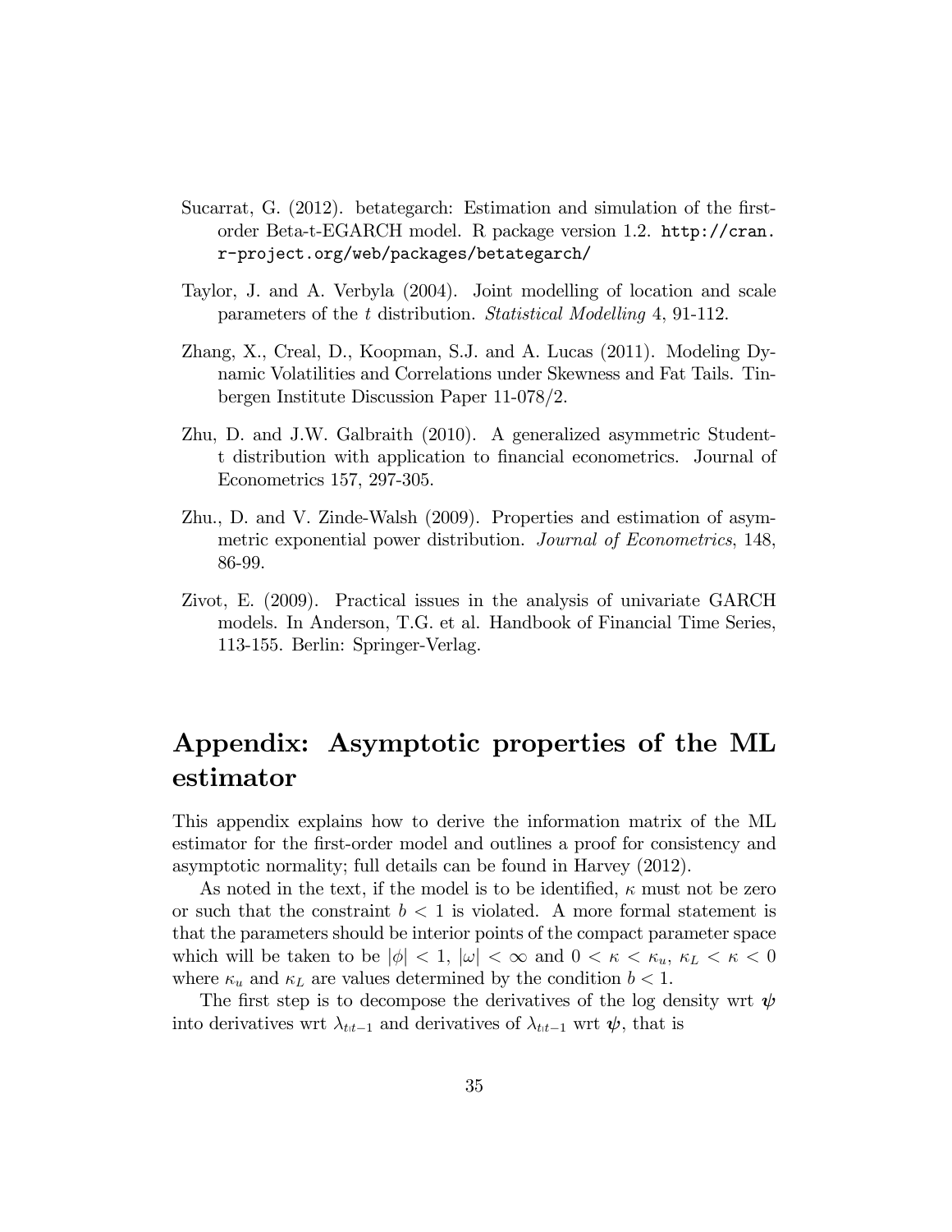Sucarrat, G. (2012). betategarch: Estimation and simulation of the first-order Beta-t-EGARCH model. R package version 1.2. `http://cran.r-project.org/web/packages/betategarch/`

Taylor, J. and A. Verbyla (2004). Joint modelling of location and scale parameters of the $t$ distribution. *Statistical Modelling* 4, 91-112.

Zhang, X., Creal, D., Koopman, S.J. and A. Lucas (2011). Modeling Dynamic Volatilities and Correlations under Skewness and Fat Tails. Tinbergen Institute Discussion Paper 11-078/2.

Zhu, D. and J.W. Galbraith (2010). A generalized asymmetric Student-t distribution with application to financial econometrics. Journal of Econometrics 157, 297-305.

Zhu., D. and V. Zinde-Walsh (2009). Properties and estimation of asymmetric exponential power distribution. *Journal of Econometrics*, 148, 86-99.

Zivot, E. (2009). Practical issues in the analysis of univariate GARCH models. In Anderson, T.G. et al. Handbook of Financial Time Series, 113-155. Berlin: Springer-Verlag.

# Appendix: Asymptotic properties of the ML estimator

This appendix explains how to derive the information matrix of the ML estimator for the first-order model and outlines a proof for consistency and asymptotic normality; full details can be found in Harvey (2012).

As noted in the text, if the model is to be identified, $\kappa$ must not be zero or such that the constraint $b < 1$ is violated. A more formal statement is that the parameters should be interior points of the compact parameter space which will be taken to be $|\phi| < 1$, $|\omega| < \infty$ and $0 < \kappa < \kappa_u$, $\kappa_L < \kappa < 0$ where $\kappa_u$ and $\kappa_L$ are values determined by the condition $b < 1$.

The first step is to decompose the derivatives of the log density wrt $\boldsymbol{\psi}$ into derivatives wrt $\lambda_{t|t-1}$ and derivatives of $\lambda_{t|t-1}$ wrt $\boldsymbol{\psi}$, that is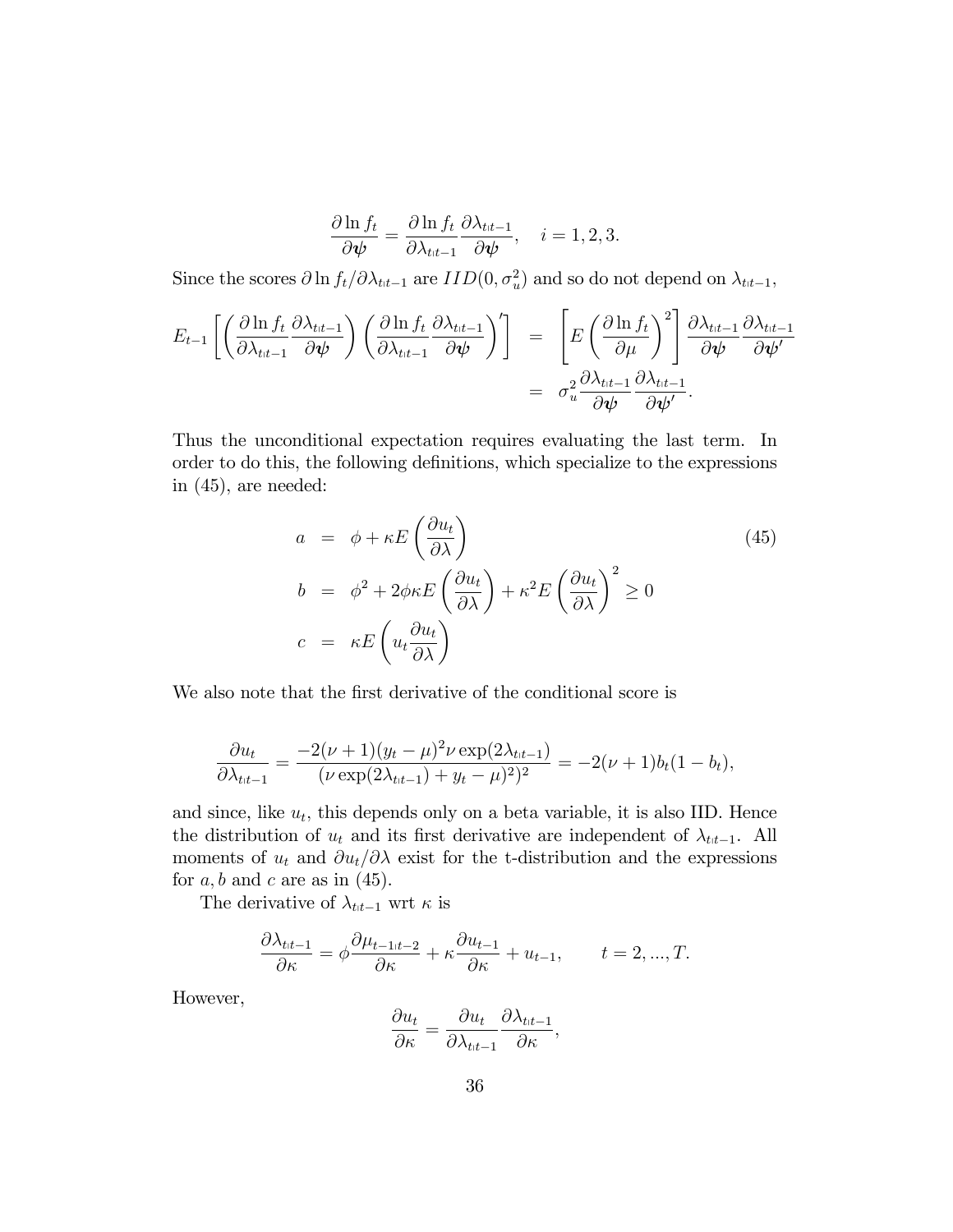$$\frac{\partial \ln f_t}{\partial \boldsymbol{\psi}} = \frac{\partial \ln f_t}{\partial \lambda_{t|t-1}} \frac{\partial \lambda_{t|t-1}}{\partial \boldsymbol{\psi}}, \quad i = 1, 2, 3.$$

Since the scores $\partial \ln f_t / \partial \lambda_{t|t-1}$ are $IID(0, \sigma_u^2)$ and so do not depend on $\lambda_{t|t-1}$,

$$\begin{aligned}
E_{t-1}\left[\left(\frac{\partial \ln f_t}{\partial \lambda_{t|t-1}} \frac{\partial \lambda_{t|t-1}}{\partial \boldsymbol{\psi}}\right)\left(\frac{\partial \ln f_t}{\partial \lambda_{t|t-1}} \frac{\partial \lambda_{t|t-1}}{\partial \boldsymbol{\psi}}\right)'\right] &= \left[E\left(\frac{\partial \ln f_t}{\partial \mu}\right)^2\right] \frac{\partial \lambda_{t|t-1}}{\partial \boldsymbol{\psi}} \frac{\partial \lambda_{t|t-1}}{\partial \boldsymbol{\psi}'} \\
&= \sigma_u^2 \frac{\partial \lambda_{t|t-1}}{\partial \boldsymbol{\psi}} \frac{\partial \lambda_{t|t-1}}{\partial \boldsymbol{\psi}'}.
\end{aligned}$$

Thus the unconditional expectation requires evaluating the last term. In order to do this, the following definitions, which specialize to the expressions in (45), are needed:

$$\begin{aligned}
a &= \phi + \kappa E\left(\frac{\partial u_t}{\partial \lambda}\right) \\
b &= \phi^2 + 2\phi\kappa E\left(\frac{\partial u_t}{\partial \lambda}\right) + \kappa^2 E\left(\frac{\partial u_t}{\partial \lambda}\right)^2 \geq 0 \\
c &= \kappa E\left(u_t \frac{\partial u_t}{\partial \lambda}\right)
\end{aligned} \tag{45}$$

We also note that the first derivative of the conditional score is

$$\frac{\partial u_t}{\partial \lambda_{t|t-1}} = \frac{-2(\nu+1)(y_t-\mu)^2 \nu \exp(2\lambda_{t|t-1})}{(\nu \exp(2\lambda_{t|t-1}) + y_t - \mu)^2)^2} = -2(\nu+1)b_t(1-b_t),$$

and since, like $u_t$, this depends only on a beta variable, it is also IID. Hence the distribution of $u_t$ and its first derivative are independent of $\lambda_{t|t-1}$. All moments of $u_t$ and $\partial u_t / \partial \lambda$ exist for the t-distribution and the expressions for $a, b$ and $c$ are as in (45).

The derivative of $\lambda_{t|t-1}$ wrt $\kappa$ is

$$\frac{\partial \lambda_{t|t-1}}{\partial \kappa} = \phi \frac{\partial \mu_{t-1|t-2}}{\partial \kappa} + \kappa \frac{\partial u_{t-1}}{\partial \kappa} + u_{t-1}, \qquad t = 2, ..., T.$$

However,

$$\frac{\partial u_t}{\partial \kappa} = \frac{\partial u_t}{\partial \lambda_{t|t-1}} \frac{\partial \lambda_{t|t-1}}{\partial \kappa},$$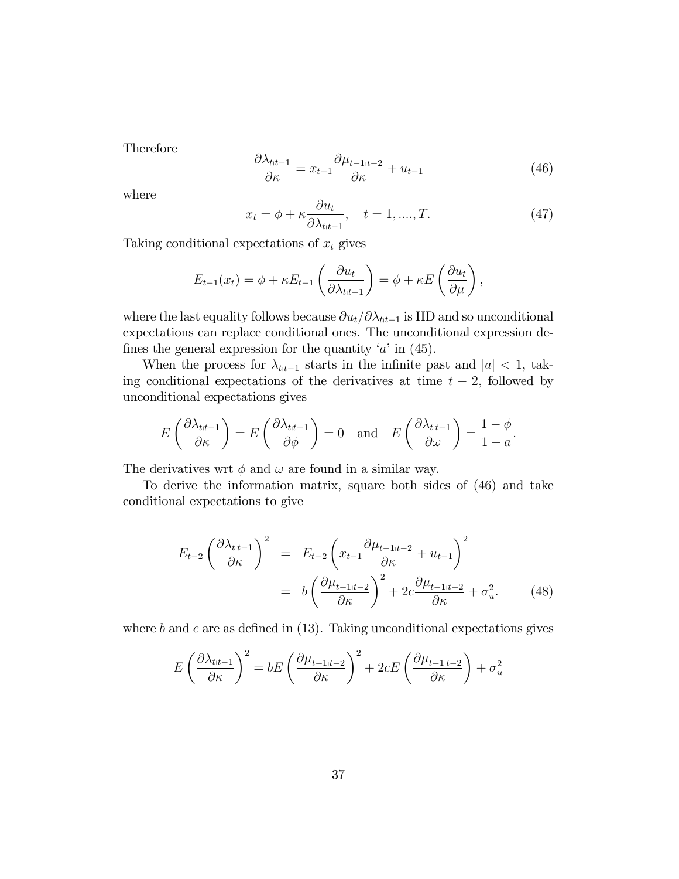Therefore

$$\frac{\partial \lambda_{t|t-1}}{\partial \kappa} = x_{t-1}\frac{\partial \mu_{t-1|t-2}}{\partial \kappa} + u_{t-1} \tag{46}$$

where

$$x_t = \phi + \kappa \frac{\partial u_t}{\partial \lambda_{t|t-1}}, \quad t = 1, ...., T. \tag{47}$$

Taking conditional expectations of $x_t$ gives

$$E_{t-1}(x_t) = \phi + \kappa E_{t-1}\left(\frac{\partial u_t}{\partial \lambda_{t|t-1}}\right) = \phi + \kappa E\left(\frac{\partial u_t}{\partial \mu}\right),$$

where the last equality follows because $\partial u_t / \partial \lambda_{t|t-1}$ is IID and so unconditional expectations can replace conditional ones. The unconditional expression defines the general expression for the quantity '$a$' in (45).

When the process for $\lambda_{t|t-1}$ starts in the infinite past and $|a| < 1$, taking conditional expectations of the derivatives at time $t-2$, followed by unconditional expectations gives

$$E\left(\frac{\partial \lambda_{t|t-1}}{\partial \kappa}\right) = E\left(\frac{\partial \lambda_{t|t-1}}{\partial \phi}\right) = 0 \quad \text{and} \quad E\left(\frac{\partial \lambda_{t|t-1}}{\partial \omega}\right) = \frac{1-\phi}{1-a}.$$

The derivatives wrt $\phi$ and $\omega$ are found in a similar way.

To derive the information matrix, square both sides of (46) and take conditional expectations to give

$$\begin{aligned} E_{t-2}\left(\frac{\partial \lambda_{t|t-1}}{\partial \kappa}\right)^2 &= E_{t-2}\left(x_{t-1}\frac{\partial \mu_{t-1|t-2}}{\partial \kappa} + u_{t-1}\right)^2 \\ &= b\left(\frac{\partial \mu_{t-1|t-2}}{\partial \kappa}\right)^2 + 2c\frac{\partial \mu_{t-1|t-2}}{\partial \kappa} + \sigma_u^2. \end{aligned} \tag{48}$$

where $b$ and $c$ are as defined in (13). Taking unconditional expectations gives

$$E\left(\frac{\partial \lambda_{t|t-1}}{\partial \kappa}\right)^2 = bE\left(\frac{\partial \mu_{t-1|t-2}}{\partial \kappa}\right)^2 + 2cE\left(\frac{\partial \mu_{t-1|t-2}}{\partial \kappa}\right) + \sigma_u^2$$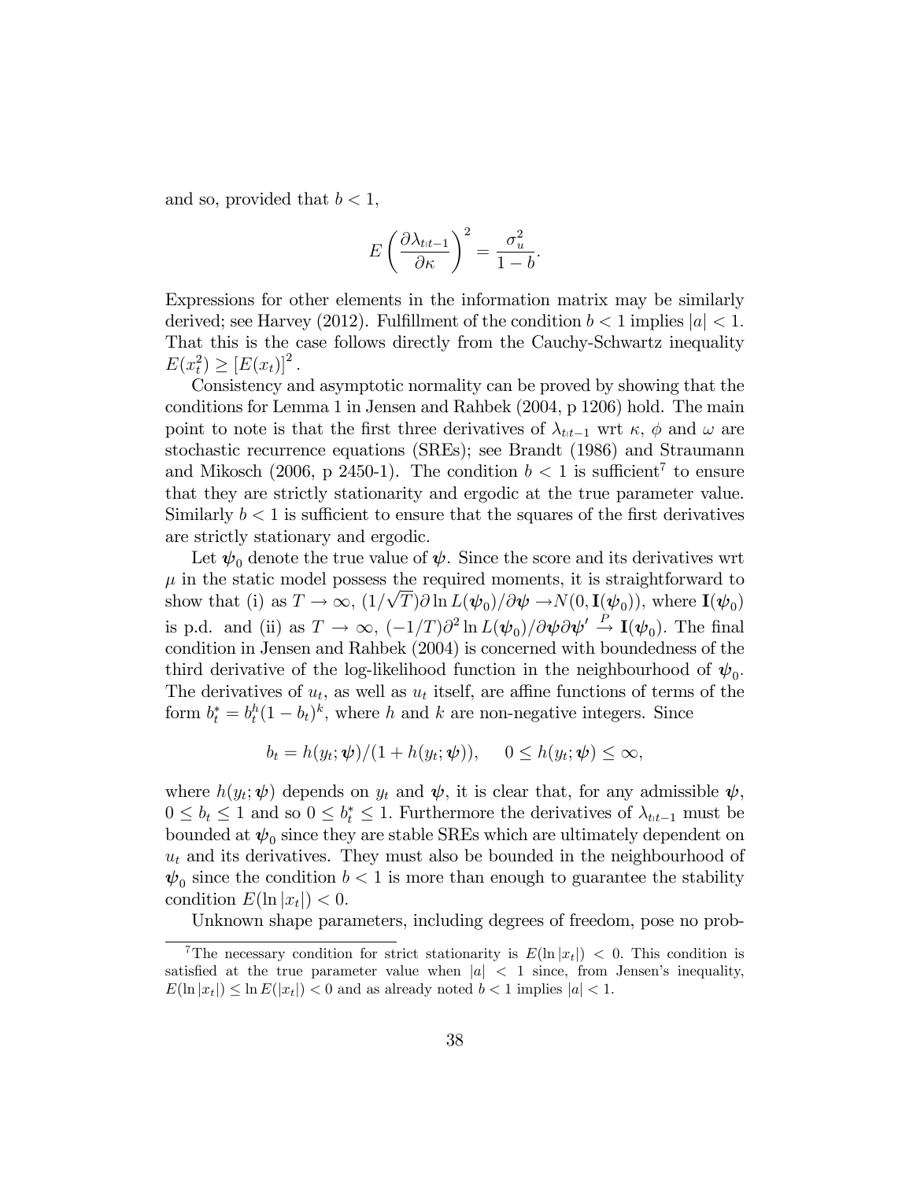and so, provided that $b < 1$,

$$E\left(\frac{\partial \lambda_{t|t-1}}{\partial \kappa}\right)^2 = \frac{\sigma_u^2}{1-b}.$$

Expressions for other elements in the information matrix may be similarly derived; see Harvey (2012). Fulfillment of the condition $b < 1$ implies $|a| < 1$. That this is the case follows directly from the Cauchy-Schwartz inequality $E(x_t^2) \geq [E(x_t)]^2$.

Consistency and asymptotic normality can be proved by showing that the conditions for Lemma 1 in Jensen and Rahbek (2004, p 1206) hold. The main point to note is that the first three derivatives of $\lambda_{t|t-1}$ wrt $\kappa$, $\phi$ and $\omega$ are stochastic recurrence equations (SREs); see Brandt (1986) and Straumann and Mikosch (2006, p 2450-1). The condition $b < 1$ is sufficient[7] to ensure that they are strictly stationarity and ergodic at the true parameter value. Similarly $b < 1$ is sufficient to ensure that the squares of the first derivatives are strictly stationary and ergodic.

Let $\boldsymbol{\psi}_0$ denote the true value of $\boldsymbol{\psi}$. Since the score and its derivatives wrt $\mu$ in the static model possess the required moments, it is straightforward to show that (i) as $T \to \infty$, $(1/\sqrt{T})\partial \ln L(\boldsymbol{\psi}_0)/\partial \boldsymbol{\psi} \to N(0, \mathbf{I}(\boldsymbol{\psi}_0))$, where $\mathbf{I}(\boldsymbol{\psi}_0)$ is p.d. and (ii) as $T \to \infty$, $(-1/T)\partial^2 \ln L(\boldsymbol{\psi}_0)/\partial \boldsymbol{\psi} \partial \boldsymbol{\psi}' \xrightarrow{P} \mathbf{I}(\boldsymbol{\psi}_0)$. The final condition in Jensen and Rahbek (2004) is concerned with boundedness of the third derivative of the log-likelihood function in the neighbourhood of $\boldsymbol{\psi}_0$. The derivatives of $u_t$, as well as $u_t$ itself, are affine functions of terms of the form $b_t^* = b_t^h(1-b_t)^k$, where $h$ and $k$ are non-negative integers. Since

$$b_t = h(y_t; \boldsymbol{\psi})/(1 + h(y_t; \boldsymbol{\psi})), \quad 0 \leq h(y_t; \boldsymbol{\psi}) \leq \infty,$$

where $h(y_t; \boldsymbol{\psi})$ depends on $y_t$ and $\boldsymbol{\psi}$, it is clear that, for any admissible $\boldsymbol{\psi}$, $0 \leq b_t \leq 1$ and so $0 \leq b_t^* \leq 1$. Furthermore the derivatives of $\lambda_{t|t-1}$ must be bounded at $\boldsymbol{\psi}_0$ since they are stable SREs which are ultimately dependent on $u_t$ and its derivatives. They must also be bounded in the neighbourhood of $\boldsymbol{\psi}_0$ since the condition $b < 1$ is more than enough to guarantee the stability condition $E(\ln |x_t|) < 0$.

Unknown shape parameters, including degrees of freedom, pose no prob-

---

[7] The necessary condition for strict stationarity is $E(\ln |x_t|) < 0$. This condition is satisfied at the true parameter value when $|a| < 1$ since, from Jensen's inequality, $E(\ln |x_t|) \leq \ln E(|x_t|) < 0$ and as already noted $b < 1$ implies $|a| < 1$.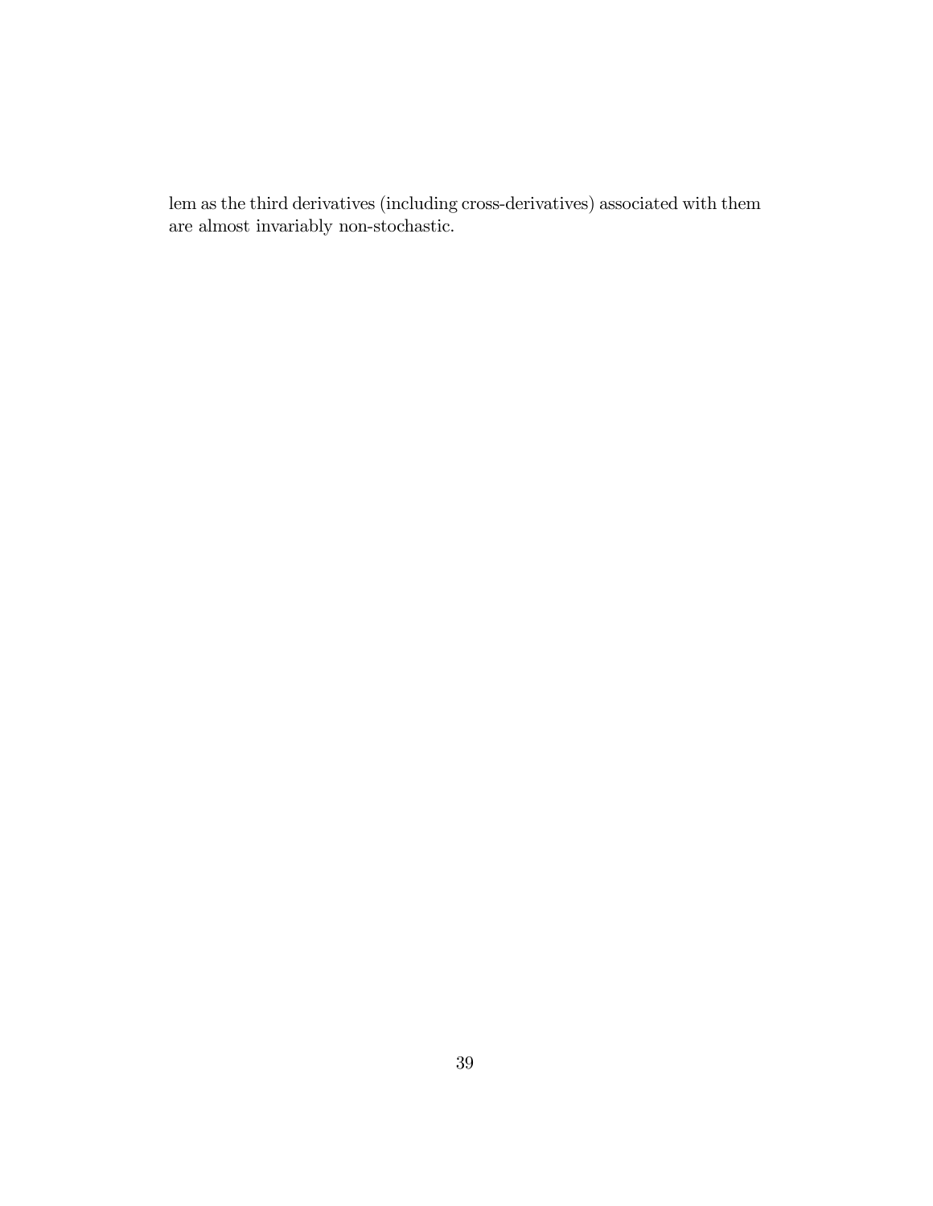lem as the third derivatives (including cross-derivatives) associated with them are almost invariably non-stochastic.